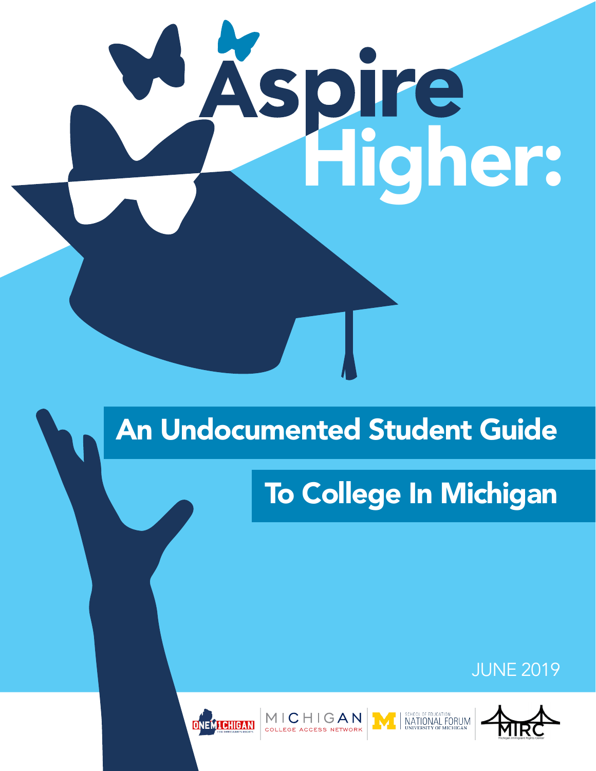# Aspire Higher:

## An Undocumented Student Guide To College In Michigan

JUNE 2019

ONE MICHIGAN FOR IMMIGRANTS RIGHTS | MICHIGAN COLLEGE ACCESS NETWORK | SCHOOL OF EDUCATION NATIONAL FORUM UNIVERSITY OF MICHIGAN | MIRC Michigan Immigrant Rights Center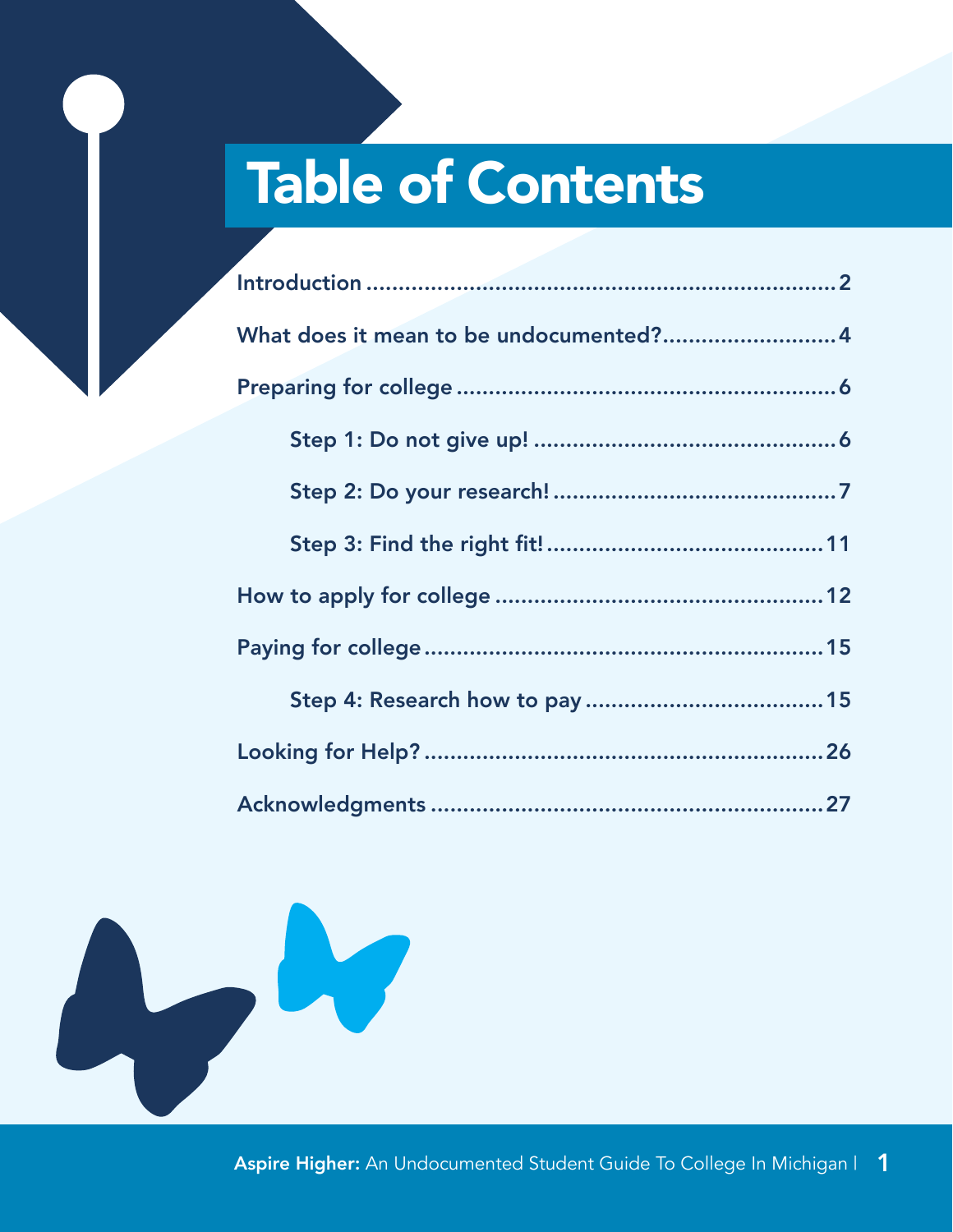# Table of Contents

- Introduction ........................................ 2
- What does it mean to be undocumented? ........................................ 4
- Preparing for college ........................................ 6
  - Step 1: Do not give up! ........................................ 6
  - Step 2: Do your research! ........................................ 7
  - Step 3: Find the right fit! ........................................ 11
- How to apply for college ........................................ 12
- Paying for college ........................................ 15
  - Step 4: Research how to pay ........................................ 15
- Looking for Help? ........................................ 26
- Acknowledgments ........................................ 27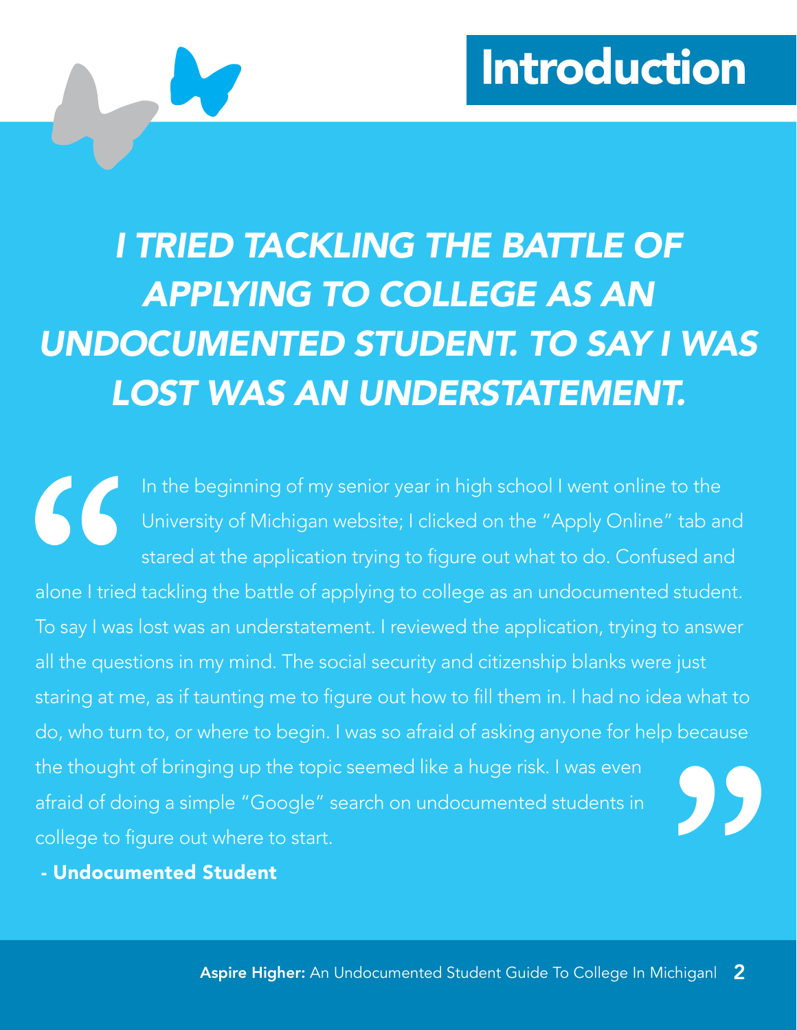# Introduction

## *I TRIED TACKLING THE BATTLE OF APPLYING TO COLLEGE AS AN UNDOCUMENTED STUDENT. TO SAY I WAS LOST WAS AN UNDERSTATEMENT.*

"In the beginning of my senior year in high school I went online to the University of Michigan website; I clicked on the "Apply Online" tab and stared at the application trying to figure out what to do. Confused and alone I tried tackling the battle of applying to college as an undocumented student. To say I was lost was an understatement. I reviewed the application, trying to answer all the questions in my mind. The social security and citizenship blanks were just staring at me, as if taunting me to figure out how to fill them in. I had no idea what to do, who turn to, or where to begin. I was so afraid of asking anyone for help because the thought of bringing up the topic seemed like a huge risk. I was even afraid of doing a simple "Google" search on undocumented students in college to figure out where to start."

**- Undocumented Student**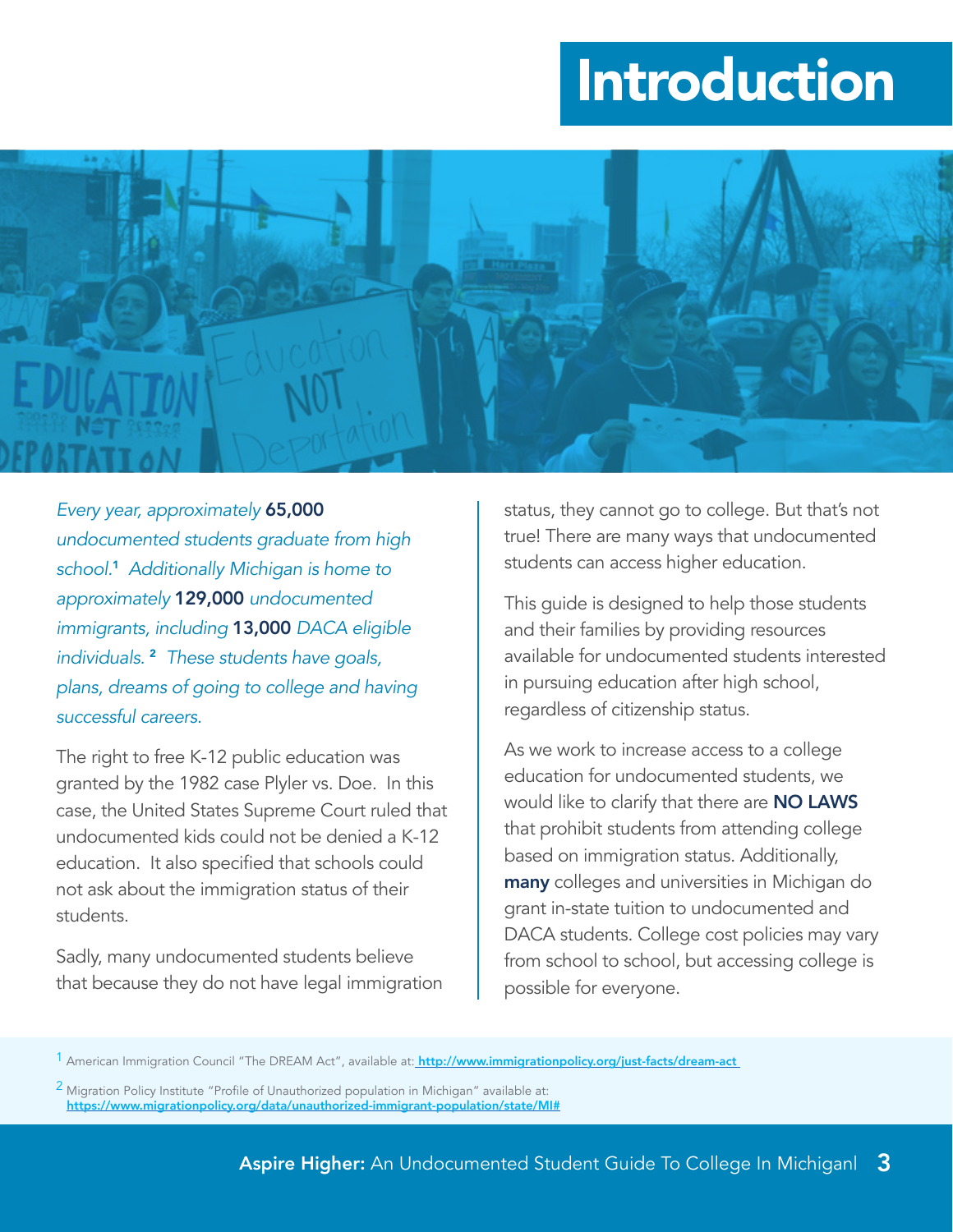# Introduction

*Every year, approximately* **65,000** *undocumented students graduate from high school.*[1] *Additionally Michigan is home to approximately* **129,000** *undocumented immigrants, including* **13,000** *DACA eligible individuals.* [2] *These students have goals, plans, dreams of going to college and having successful careers.*

The right to free K-12 public education was granted by the 1982 case Plyler vs. Doe. In this case, the United States Supreme Court ruled that undocumented kids could not be denied a K-12 education. It also specified that schools could not ask about the immigration status of their students.

Sadly, many undocumented students believe that because they do not have legal immigration status, they cannot go to college. But that's not true! There are many ways that undocumented students can access higher education.

This guide is designed to help those students and their families by providing resources available for undocumented students interested in pursuing education after high school, regardless of citizenship status.

As we work to increase access to a college education for undocumented students, we would like to clarify that there are **NO LAWS** that prohibit students from attending college based on immigration status. Additionally, **many** colleges and universities in Michigan do grant in-state tuition to undocumented and DACA students. College cost policies may vary from school to school, but accessing college is possible for everyone.

[1] American Immigration Council "The DREAM Act", available at: http://www.immigrationpolicy.org/just-facts/dream-act

[2] Migration Policy Institute "Profile of Unauthorized population in Michigan" available at: https://www.migrationpolicy.org/data/unauthorized-immigrant-population/state/MI#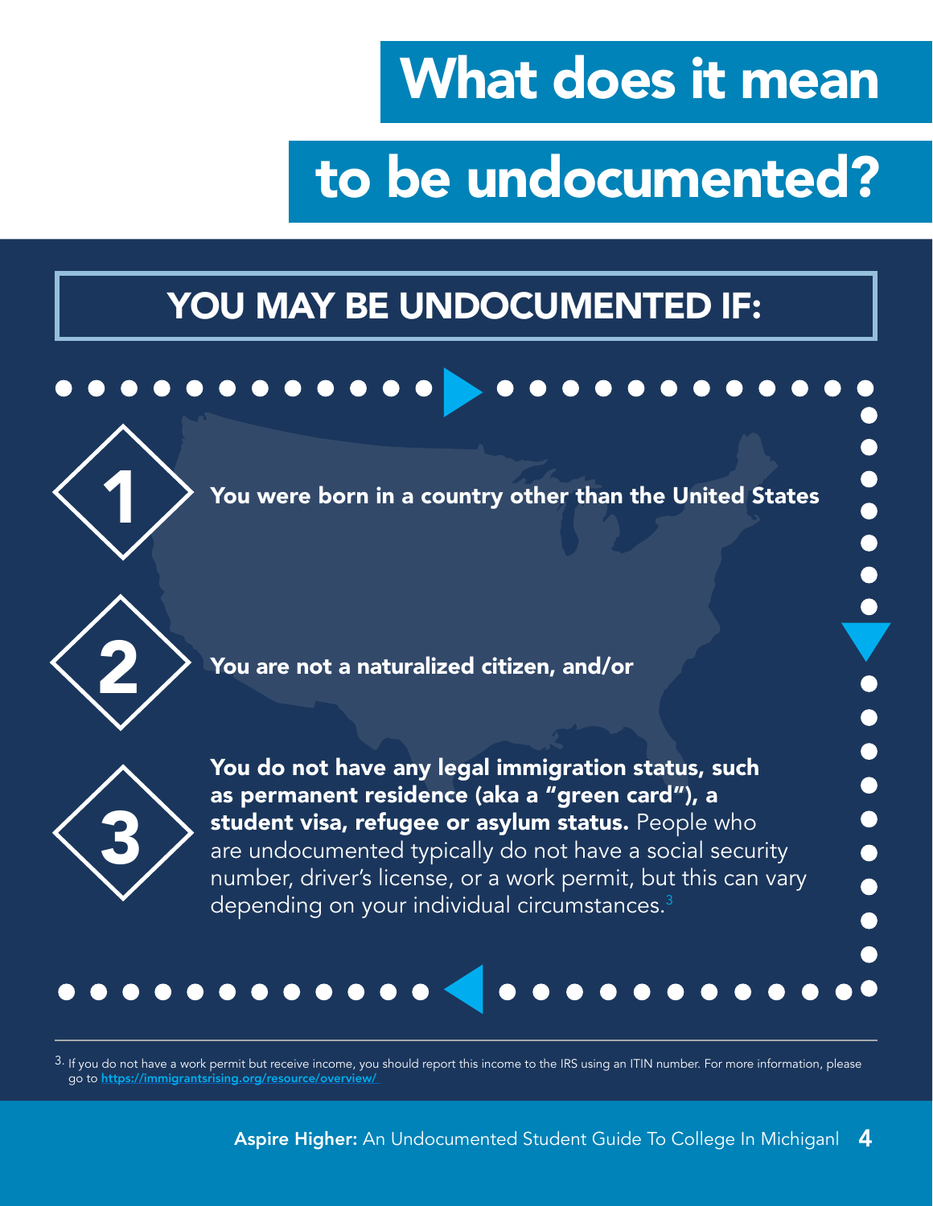# What does it mean to be undocumented?

## YOU MAY BE UNDOCUMENTED IF:

1. **You were born in a country other than the United States**

2. **You are not a naturalized citizen, and/or**

3. **You do not have any legal immigration status, such as permanent residence (aka a "green card"), a student visa, refugee or asylum status.** People who are undocumented typically do not have a social security number, driver's license, or a work permit, but this can vary depending on your individual circumstances.[3]

---

3. If you do not have a work permit but receive income, you should report this income to the IRS using an ITIN number. For more information, please go to https://immigrantsrising.org/resource/overview/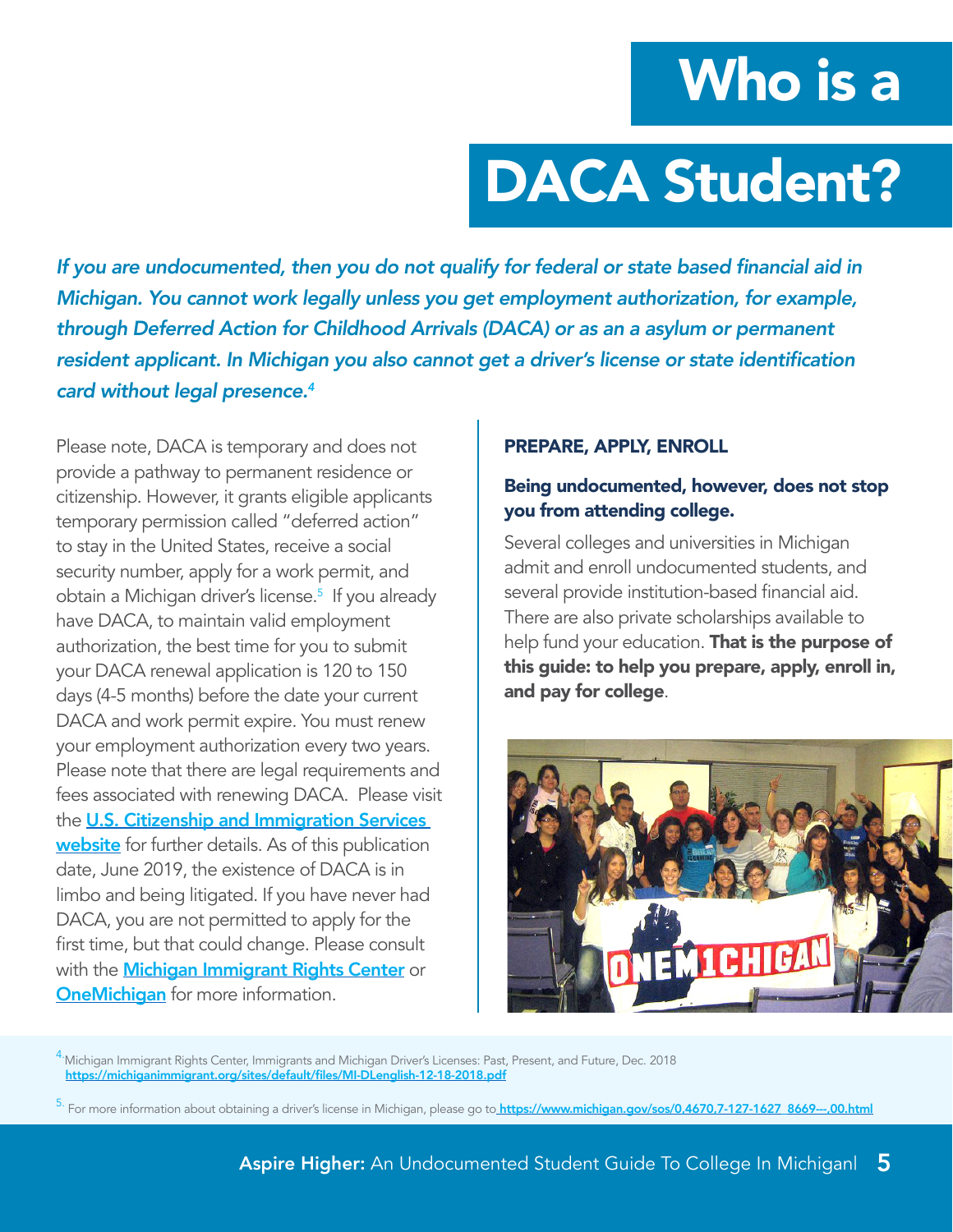# Who is a DACA Student?

*If you are undocumented, then you do not qualify for federal or state based financial aid in Michigan. You cannot work legally unless you get employment authorization, for example, through Deferred Action for Childhood Arrivals (DACA) or as an a asylum or permanent resident applicant. In Michigan you also cannot get a driver's license or state identification card without legal presence.*[4]

Please note, DACA is temporary and does not provide a pathway to permanent residence or citizenship. However, it grants eligible applicants temporary permission called "deferred action" to stay in the United States, receive a social security number, apply for a work permit, and obtain a Michigan driver's license.[5] If you already have DACA, to maintain valid employment authorization, the best time for you to submit your DACA renewal application is 120 to 150 days (4-5 months) before the date your current DACA and work permit expire. You must renew your employment authorization every two years. Please note that there are legal requirements and fees associated with renewing DACA. Please visit the **U.S. Citizenship and Immigration Services website** for further details. As of this publication date, June 2019, the existence of DACA is in limbo and being litigated. If you have never had DACA, you are not permitted to apply for the first time, but that could change. Please consult with the **Michigan Immigrant Rights Center** or **OneMichigan** for more information.

### PREPARE, APPLY, ENROLL

**Being undocumented, however, does not stop you from attending college.**

Several colleges and universities in Michigan admit and enroll undocumented students, and several provide institution-based financial aid. There are also private scholarships available to help fund your education. **That is the purpose of this guide: to help you prepare, apply, enroll in, and pay for college**.

[4] Michigan Immigrant Rights Center, Immigrants and Michigan Driver's Licenses: Past, Present, and Future, Dec. 2018 https://michiganimmigrant.org/sites/default/files/MI-DLenglish-12-18-2018.pdf

[5] For more information about obtaining a driver's license in Michigan, please go to https://www.michigan.gov/sos/0,4670,7-127-1627_8669---,00.html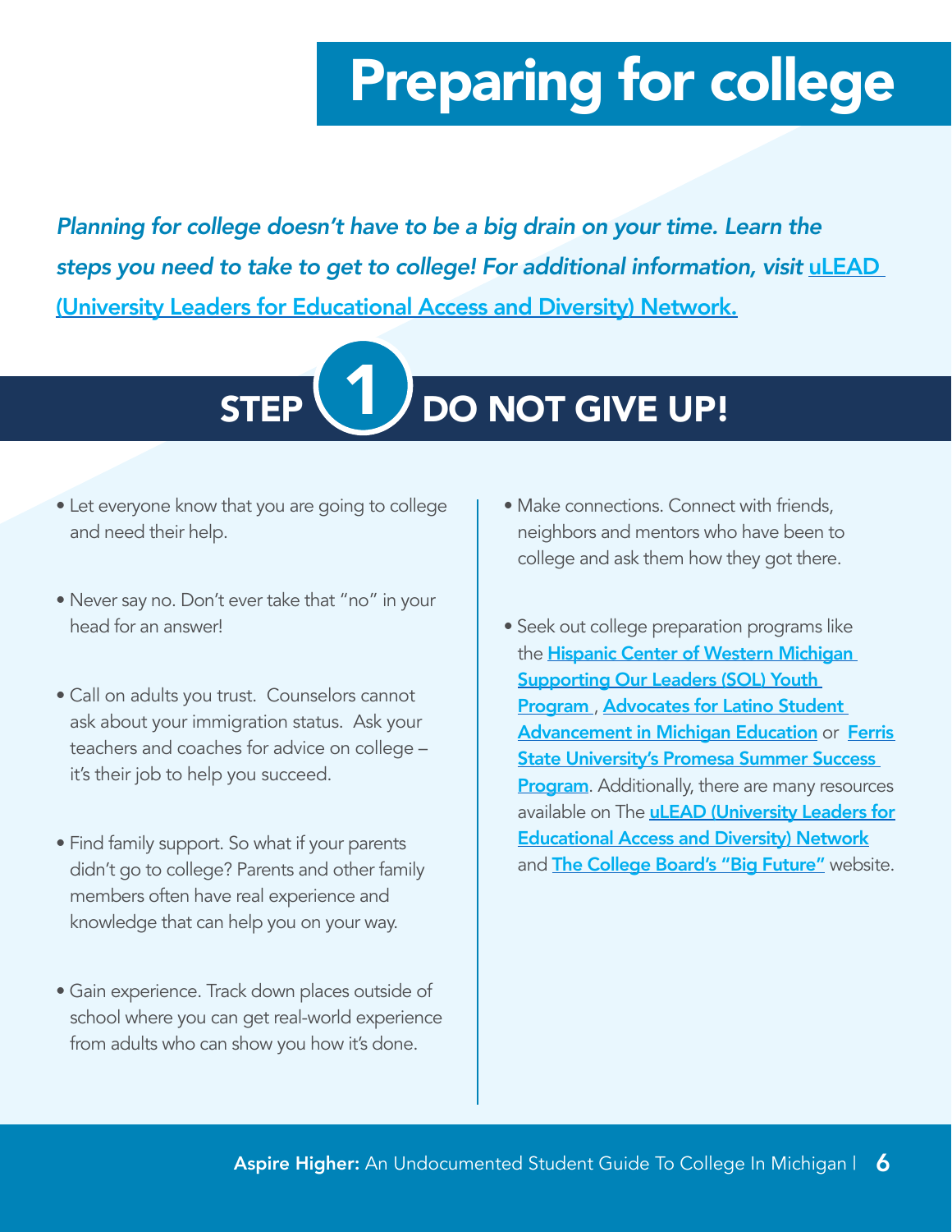# Preparing for college

*Planning for college doesn't have to be a big drain on your time. Learn the steps you need to take to get to college! For additional information, visit uLEAD (University Leaders for Educational Access and Diversity) Network.*

## STEP 1 DO NOT GIVE UP!

- Let everyone know that you are going to college and need their help.
- Never say no. Don't ever take that "no" in your head for an answer!
- Call on adults you trust. Counselors cannot ask about your immigration status. Ask your teachers and coaches for advice on college – it's their job to help you succeed.
- Find family support. So what if your parents didn't go to college? Parents and other family members often have real experience and knowledge that can help you on your way.
- Gain experience. Track down places outside of school where you can get real-world experience from adults who can show you how it's done.
- Make connections. Connect with friends, neighbors and mentors who have been to college and ask them how they got there.
- Seek out college preparation programs like the **Hispanic Center of Western Michigan Supporting Our Leaders (SOL) Youth Program**, **Advocates for Latino Student Advancement in Michigan Education** or **Ferris State University's Promesa Summer Success Program**. Additionally, there are many resources available on The **uLEAD (University Leaders for Educational Access and Diversity) Network** and **The College Board's "Big Future"** website.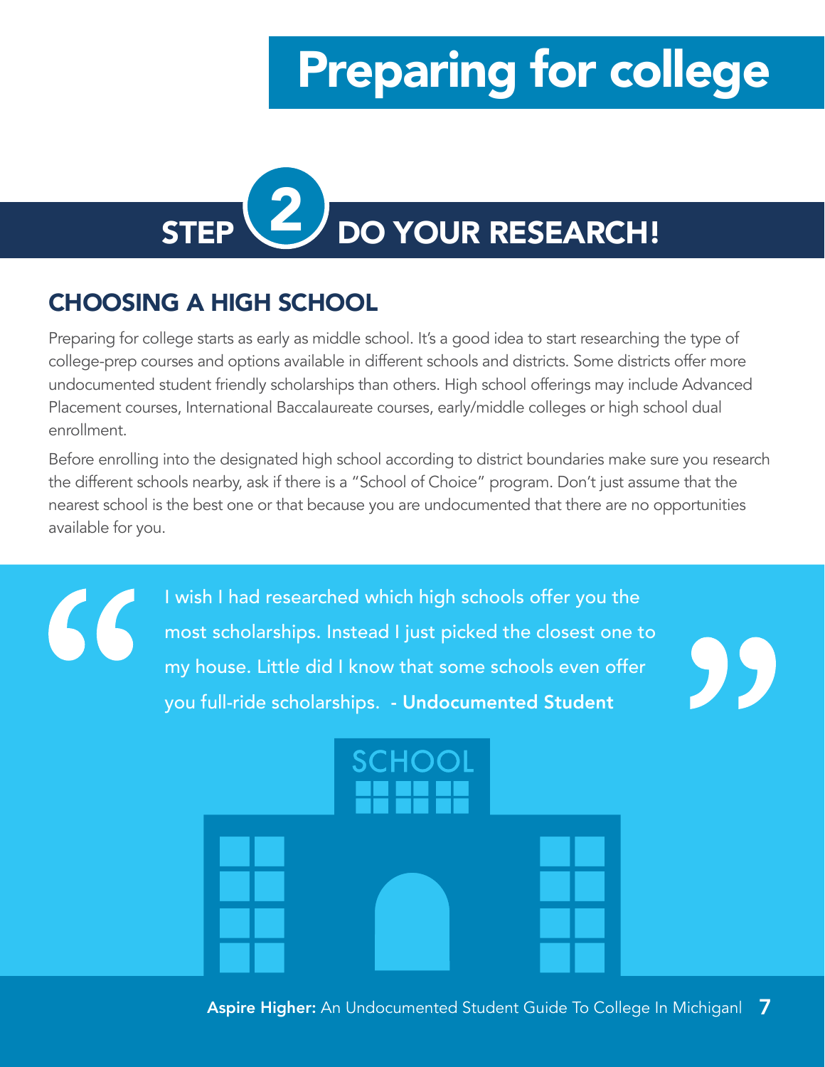# Preparing for college

## STEP 2 DO YOUR RESEARCH!

### CHOOSING A HIGH SCHOOL

Preparing for college starts as early as middle school. It's a good idea to start researching the type of college-prep courses and options available in different schools and districts. Some districts offer more undocumented student friendly scholarships than others. High school offerings may include Advanced Placement courses, International Baccalaureate courses, early/middle colleges or high school dual enrollment.

Before enrolling into the designated high school according to district boundaries make sure you research the different schools nearby, ask if there is a "School of Choice" program. Don't just assume that the nearest school is the best one or that because you are undocumented that there are no opportunities available for you.

> "I wish I had researched which high schools offer you the most scholarships. Instead I just picked the closest one to my house. Little did I know that some schools even offer you full-ride scholarships. **- Undocumented Student**"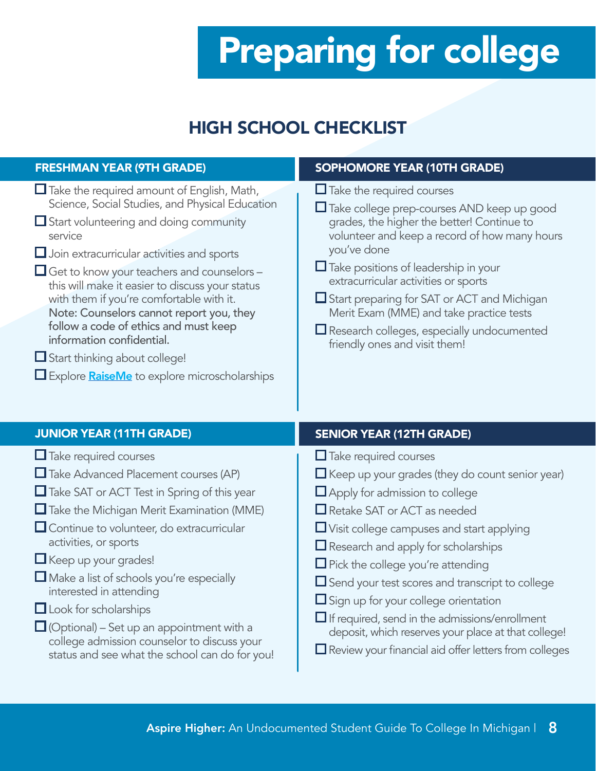# Preparing for college

## HIGH SCHOOL CHECKLIST

### FRESHMAN YEAR (9TH GRADE)

- ☐ Take the required amount of English, Math, Science, Social Studies, and Physical Education
- ☐ Start volunteering and doing community service
- ☐ Join extracurricular activities and sports
- ☐ Get to know your teachers and counselors – this will make it easier to discuss your status with them if you're comfortable with it. **Note: Counselors cannot report you, they follow a code of ethics and must keep information confidential.**
- ☐ Start thinking about college!
- ☐ Explore **RaiseMe** to explore microscholarships

### SOPHOMORE YEAR (10TH GRADE)

- ☐ Take the required courses
- ☐ Take college prep-courses AND keep up good grades, the higher the better! Continue to volunteer and keep a record of how many hours you've done
- ☐ Take positions of leadership in your extracurricular activities or sports
- ☐ Start preparing for SAT or ACT and Michigan Merit Exam (MME) and take practice tests
- ☐ Research colleges, especially undocumented friendly ones and visit them!

### JUNIOR YEAR (11TH GRADE)

- ☐ Take required courses
- ☐ Take Advanced Placement courses (AP)
- ☐ Take SAT or ACT Test in Spring of this year
- ☐ Take the Michigan Merit Examination (MME)
- ☐ Continue to volunteer, do extracurricular activities, or sports
- ☐ Keep up your grades!
- ☐ Make a list of schools you're especially interested in attending
- ☐ Look for scholarships
- ☐ (Optional) – Set up an appointment with a college admission counselor to discuss your status and see what the school can do for you!

### SENIOR YEAR (12TH GRADE)

- ☐ Take required courses
- ☐ Keep up your grades (they do count senior year)
- ☐ Apply for admission to college
- ☐ Retake SAT or ACT as needed
- ☐ Visit college campuses and start applying
- ☐ Research and apply for scholarships
- ☐ Pick the college you're attending
- ☐ Send your test scores and transcript to college
- ☐ Sign up for your college orientation
- ☐ If required, send in the admissions/enrollment deposit, which reserves your place at that college!
- ☐ Review your financial aid offer letters from colleges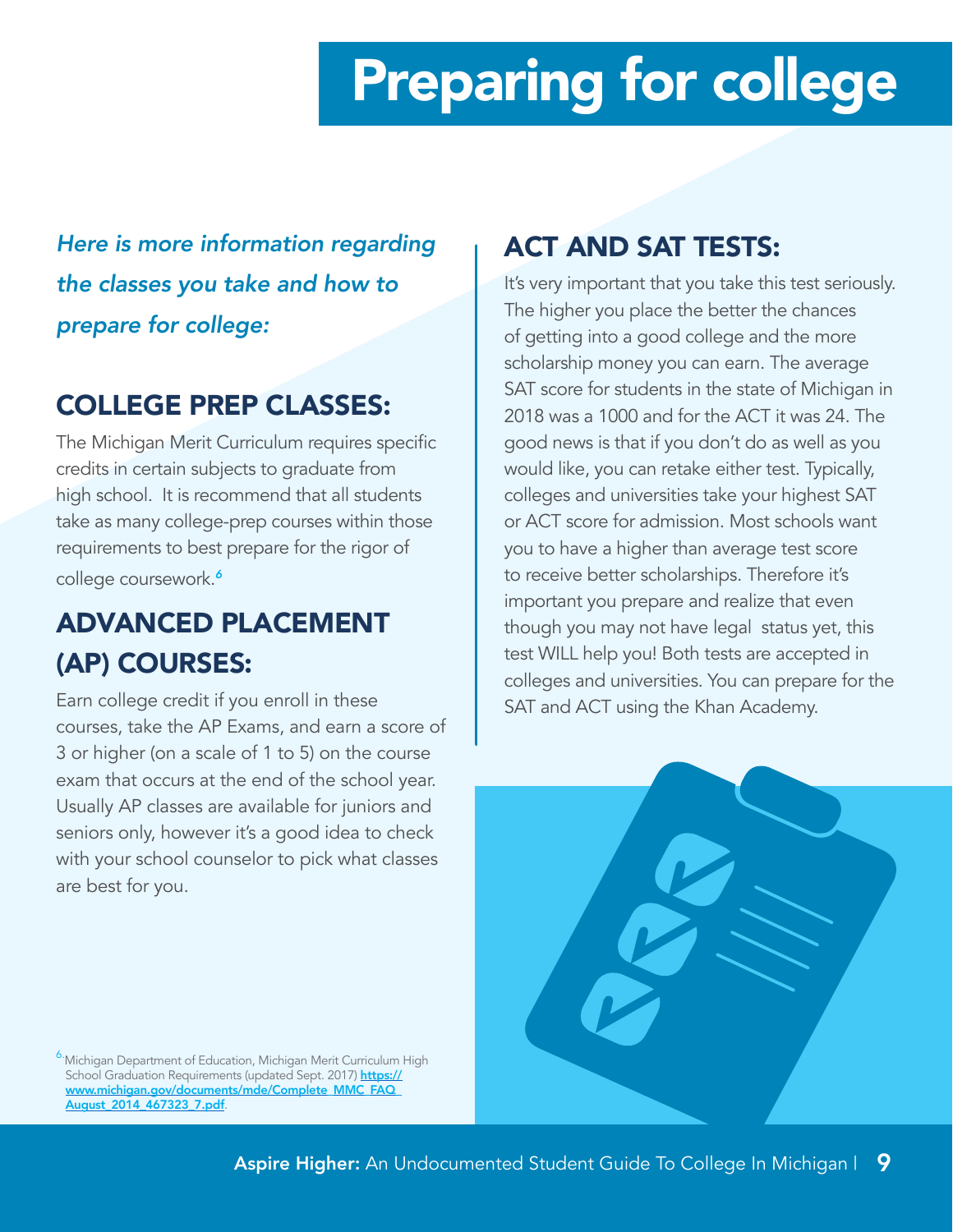# Preparing for college

*Here is more information regarding the classes you take and how to prepare for college:*

## COLLEGE PREP CLASSES:

The Michigan Merit Curriculum requires specific credits in certain subjects to graduate from high school. It is recommend that all students take as many college-prep courses within those requirements to best prepare for the rigor of college coursework.[6]

## ADVANCED PLACEMENT (AP) COURSES:

Earn college credit if you enroll in these courses, take the AP Exams, and earn a score of 3 or higher (on a scale of 1 to 5) on the course exam that occurs at the end of the school year. Usually AP classes are available for juniors and seniors only, however it's a good idea to check with your school counselor to pick what classes are best for you.

## ACT AND SAT TESTS:

It's very important that you take this test seriously. The higher you place the better the chances of getting into a good college and the more scholarship money you can earn. The average SAT score for students in the state of Michigan in 2018 was a 1000 and for the ACT it was 24. The good news is that if you don't do as well as you would like, you can retake either test. Typically, colleges and universities take your highest SAT or ACT score for admission. Most schools want you to have a higher than average test score to receive better scholarships. Therefore it's important you prepare and realize that even though you may not have legal status yet, this test WILL help you! Both tests are accepted in colleges and universities. You can prepare for the SAT and ACT using the Khan Academy.

[6] Michigan Department of Education, Michigan Merit Curriculum High School Graduation Requirements (updated Sept. 2017) https://www.michigan.gov/documents/mde/Complete_MMC_FAQ_August_2014_467323_7.pdf.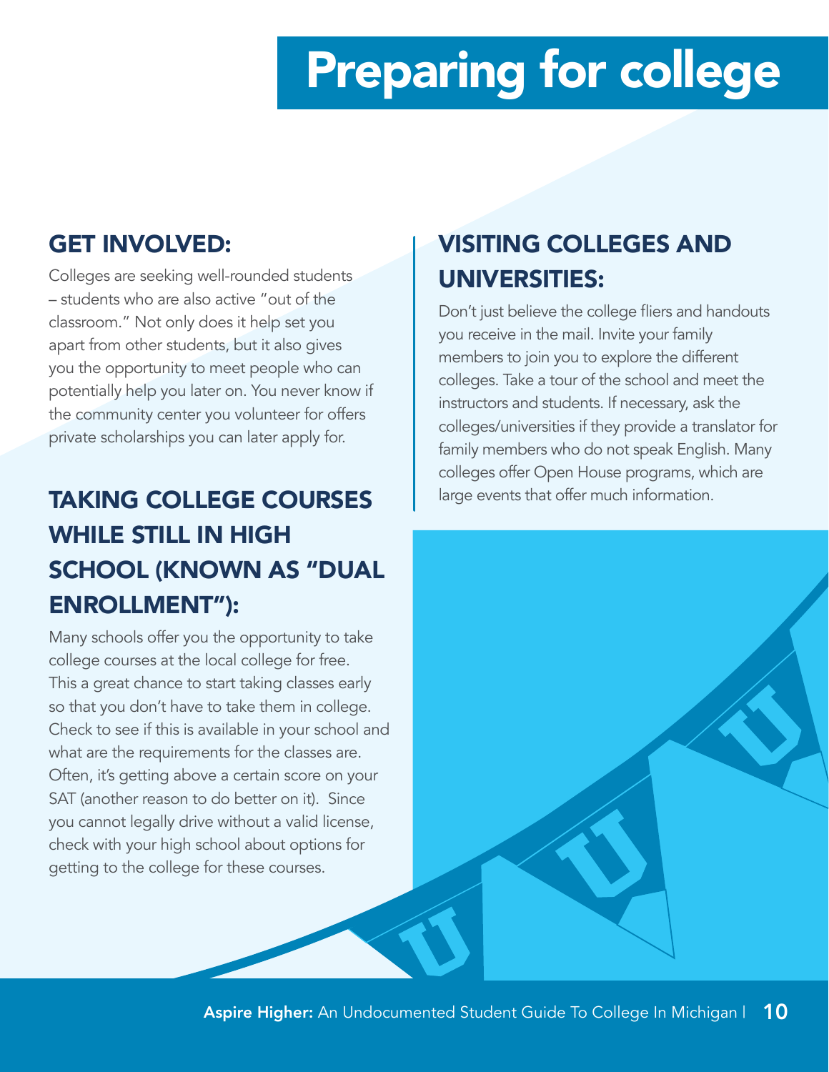# Preparing for college

## GET INVOLVED:

Colleges are seeking well-rounded students – students who are also active "out of the classroom." Not only does it help set you apart from other students, but it also gives you the opportunity to meet people who can potentially help you later on. You never know if the community center you volunteer for offers private scholarships you can later apply for.

## TAKING COLLEGE COURSES WHILE STILL IN HIGH SCHOOL (KNOWN AS "DUAL ENROLLMENT"):

Many schools offer you the opportunity to take college courses at the local college for free. This a great chance to start taking classes early so that you don't have to take them in college. Check to see if this is available in your school and what are the requirements for the classes are. Often, it's getting above a certain score on your SAT (another reason to do better on it). Since you cannot legally drive without a valid license, check with your high school about options for getting to the college for these courses.

## VISITING COLLEGES AND UNIVERSITIES:

Don't just believe the college fliers and handouts you receive in the mail. Invite your family members to join you to explore the different colleges. Take a tour of the school and meet the instructors and students. If necessary, ask the colleges/universities if they provide a translator for family members who do not speak English. Many colleges offer Open House programs, which are large events that offer much information.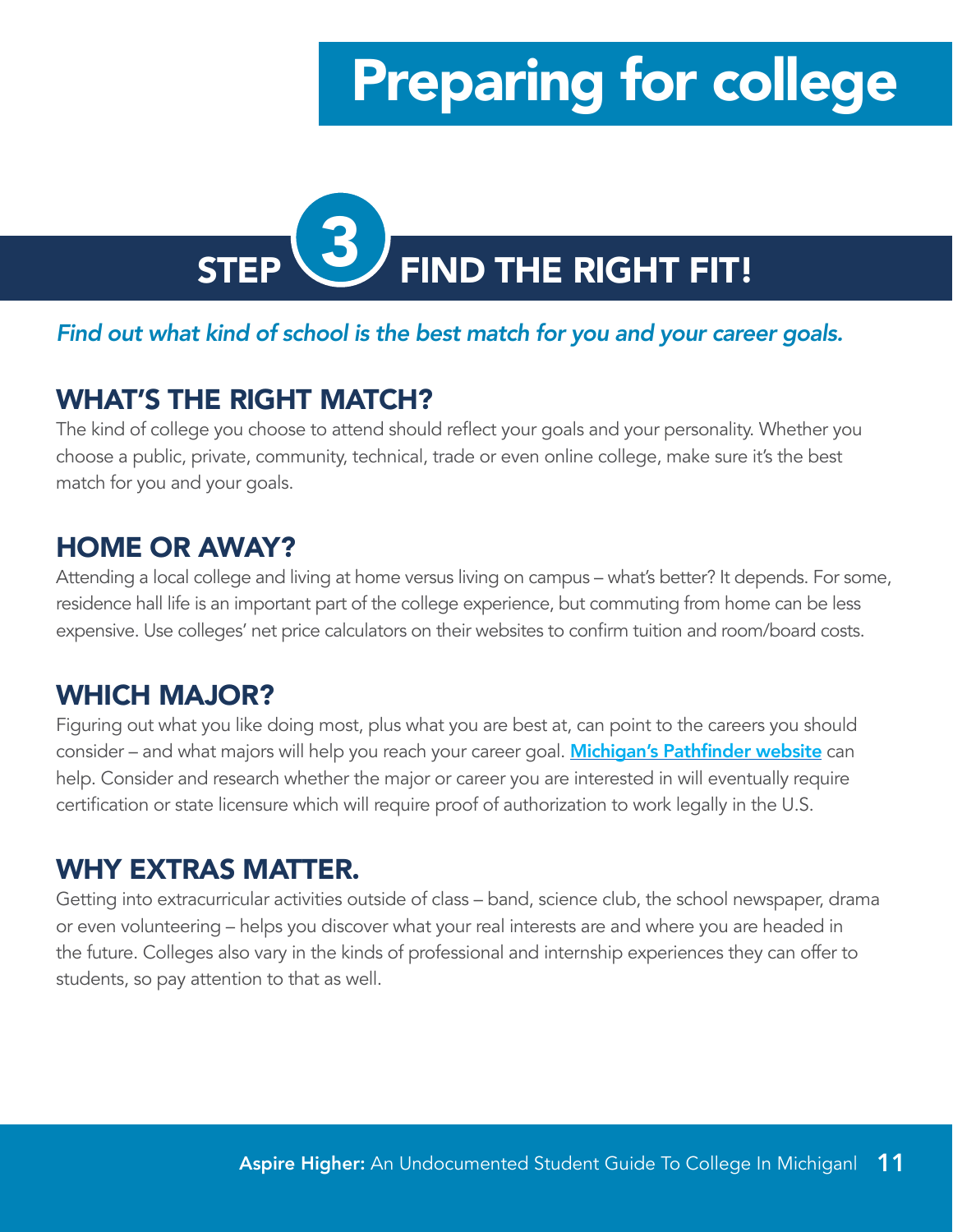# Preparing for college

## STEP 3 FIND THE RIGHT FIT!

*Find out what kind of school is the best match for you and your career goals.*

### WHAT'S THE RIGHT MATCH?

The kind of college you choose to attend should reflect your goals and your personality. Whether you choose a public, private, community, technical, trade or even online college, make sure it's the best match for you and your goals.

### HOME OR AWAY?

Attending a local college and living at home versus living on campus – what's better? It depends. For some, residence hall life is an important part of the college experience, but commuting from home can be less expensive. Use colleges' net price calculators on their websites to confirm tuition and room/board costs.

### WHICH MAJOR?

Figuring out what you like doing most, plus what you are best at, can point to the careers you should consider – and what majors will help you reach your career goal. **Michigan's Pathfinder website** can help. Consider and research whether the major or career you are interested in will eventually require certification or state licensure which will require proof of authorization to work legally in the U.S.

### WHY EXTRAS MATTER.

Getting into extracurricular activities outside of class – band, science club, the school newspaper, drama or even volunteering – helps you discover what your real interests are and where you are headed in the future. Colleges also vary in the kinds of professional and internship experiences they can offer to students, so pay attention to that as well.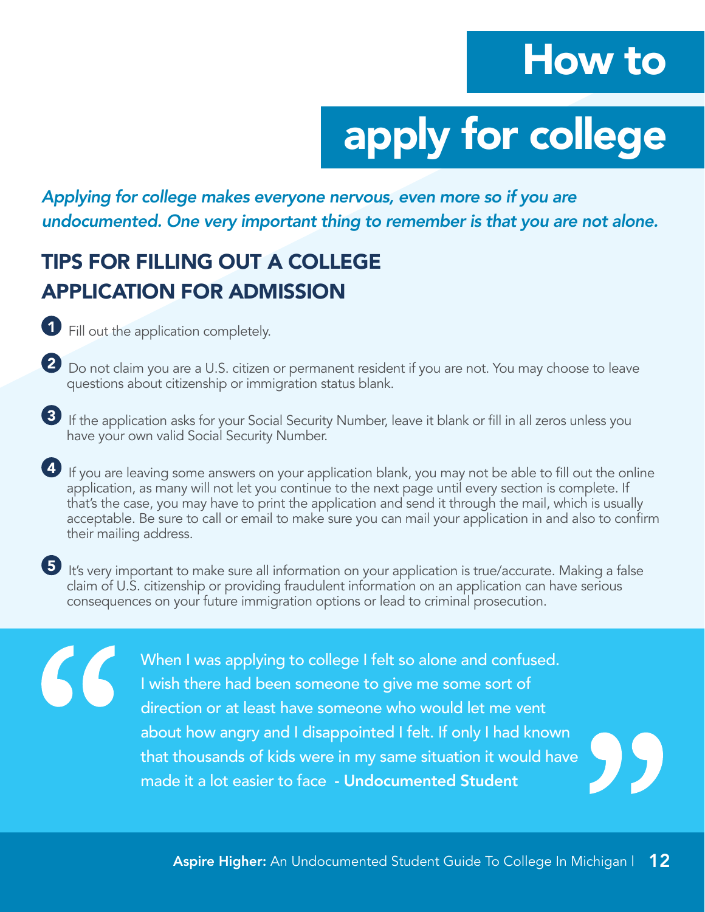# How to apply for college

*Applying for college makes everyone nervous, even more so if you are undocumented. One very important thing to remember is that you are not alone.*

## TIPS FOR FILLING OUT A COLLEGE APPLICATION FOR ADMISSION

1. Fill out the application completely.

2. Do not claim you are a U.S. citizen or permanent resident if you are not. You may choose to leave questions about citizenship or immigration status blank.

3. If the application asks for your Social Security Number, leave it blank or fill in all zeros unless you have your own valid Social Security Number.

4. If you are leaving some answers on your application blank, you may not be able to fill out the online application, as many will not let you continue to the next page until every section is complete. If that's the case, you may have to print the application and send it through the mail, which is usually acceptable. Be sure to call or email to make sure you can mail your application in and also to confirm their mailing address.

5. It's very important to make sure all information on your application is true/accurate. Making a false claim of U.S. citizenship or providing fraudulent information on an application can have serious consequences on your future immigration options or lead to criminal prosecution.

> "When I was applying to college I felt so alone and confused. I wish there had been someone to give me some sort of direction or at least have someone who would let me vent about how angry and I disappointed I felt. If only I had known that thousands of kids were in my same situation it would have made it a lot easier to face" - **Undocumented Student**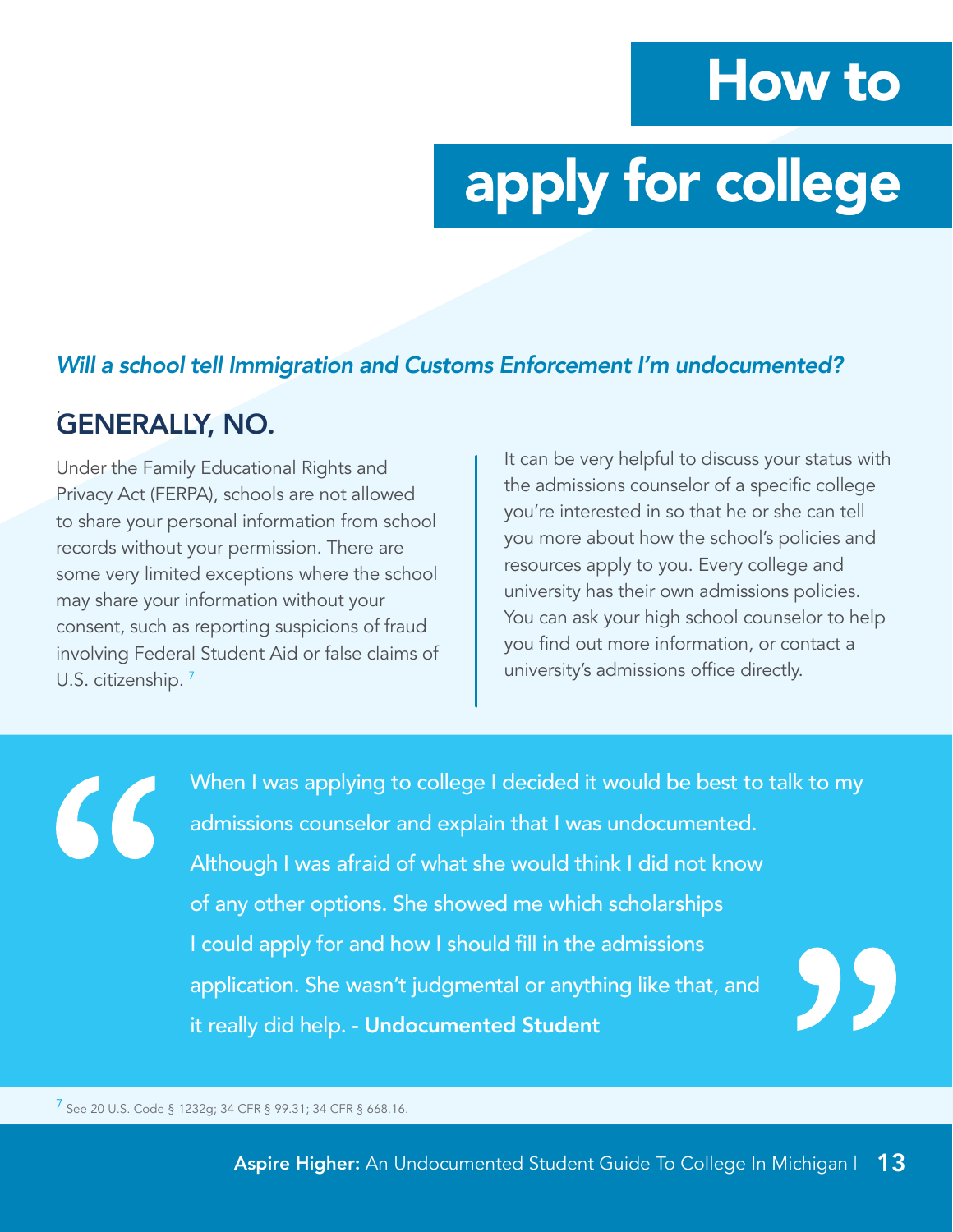# How to apply for college

*Will a school tell Immigration and Customs Enforcement I'm undocumented?*

## GENERALLY, NO.

Under the Family Educational Rights and Privacy Act (FERPA), schools are not allowed to share your personal information from school records without your permission. There are some very limited exceptions where the school may share your information without your consent, such as reporting suspicions of fraud involving Federal Student Aid or false claims of U.S. citizenship. [7]

It can be very helpful to discuss your status with the admissions counselor of a specific college you're interested in so that he or she can tell you more about how the school's policies and resources apply to you. Every college and university has their own admissions policies. You can ask your high school counselor to help you find out more information, or contact a university's admissions office directly.

> "When I was applying to college I decided it would be best to talk to my admissions counselor and explain that I was undocumented. Although I was afraid of what she would think I did not know of any other options. She showed me which scholarships I could apply for and how I should fill in the admissions application. She wasn't judgmental or anything like that, and it really did help. - **Undocumented Student**"

[7] See 20 U.S. Code § 1232g; 34 CFR § 99.31; 34 CFR § 668.16.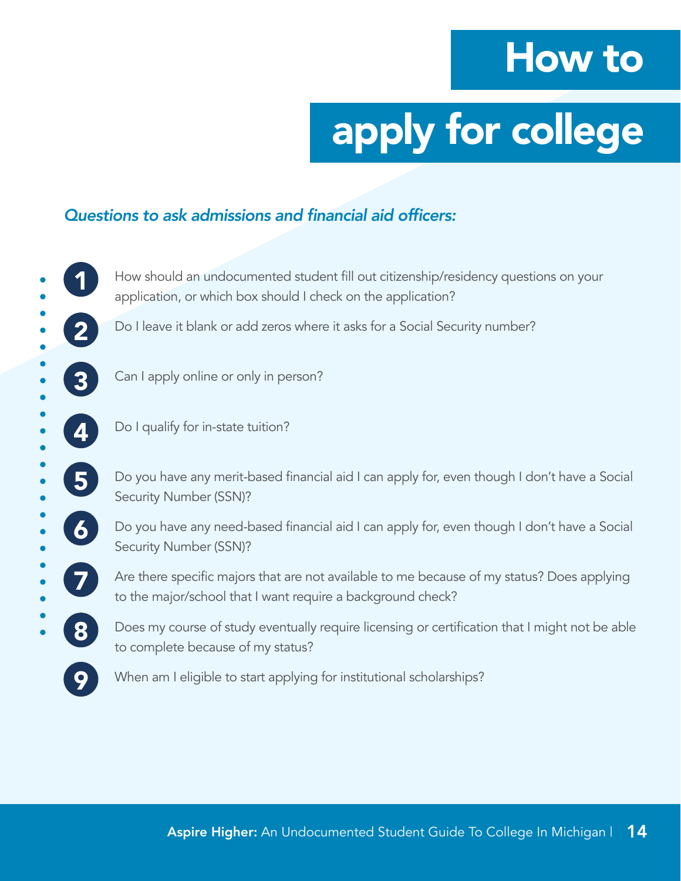# How to apply for college

*Questions to ask admissions and financial aid officers:*

1. How should an undocumented student fill out citizenship/residency questions on your application, or which box should I check on the application?
2. Do I leave it blank or add zeros where it asks for a Social Security number?
3. Can I apply online or only in person?
4. Do I qualify for in-state tuition?
5. Do you have any merit-based financial aid I can apply for, even though I don't have a Social Security Number (SSN)?
6. Do you have any need-based financial aid I can apply for, even though I don't have a Social Security Number (SSN)?
7. Are there specific majors that are not available to me because of my status? Does applying to the major/school that I want require a background check?
8. Does my course of study eventually require licensing or certification that I might not be able to complete because of my status?
9. When am I eligible to start applying for institutional scholarships?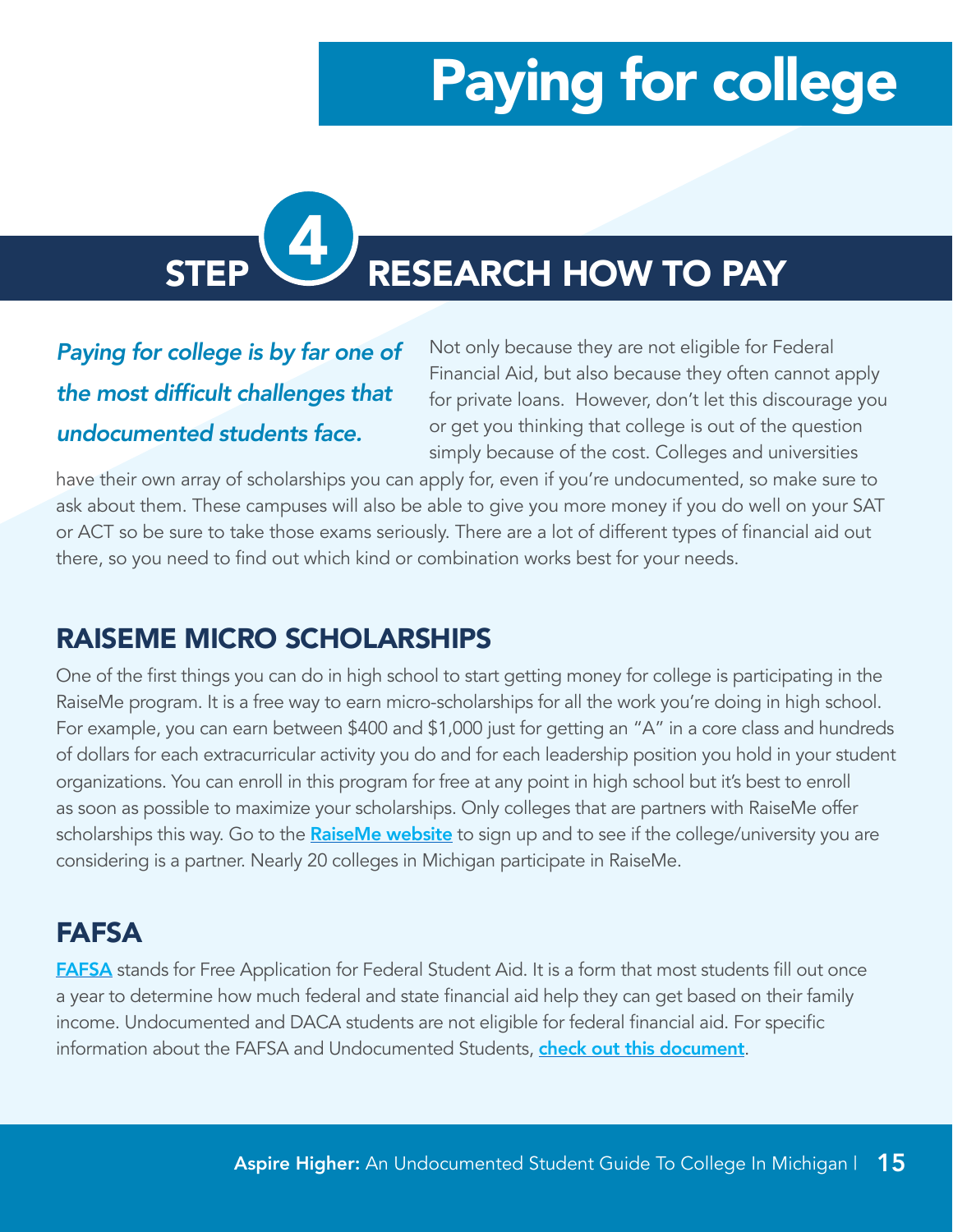# Paying for college

## STEP 4 RESEARCH HOW TO PAY

***Paying for college is by far one of the most difficult challenges that undocumented students face.***

Not only because they are not eligible for Federal Financial Aid, but also because they often cannot apply for private loans. However, don't let this discourage you or get you thinking that college is out of the question simply because of the cost. Colleges and universities have their own array of scholarships you can apply for, even if you're undocumented, so make sure to ask about them. These campuses will also be able to give you more money if you do well on your SAT or ACT so be sure to take those exams seriously. There are a lot of different types of financial aid out there, so you need to find out which kind or combination works best for your needs.

### RAISEME MICRO SCHOLARSHIPS

One of the first things you can do in high school to start getting money for college is participating in the RaiseMe program. It is a free way to earn micro-scholarships for all the work you're doing in high school. For example, you can earn between $400 and $1,000 just for getting an "A" in a core class and hundreds of dollars for each extracurricular activity you do and for each leadership position you hold in your student organizations. You can enroll in this program for free at any point in high school but it's best to enroll as soon as possible to maximize your scholarships. Only colleges that are partners with RaiseMe offer scholarships this way. Go to the **RaiseMe website** to sign up and to see if the college/university you are considering is a partner. Nearly 20 colleges in Michigan participate in RaiseMe.

### FAFSA

**FAFSA** stands for Free Application for Federal Student Aid. It is a form that most students fill out once a year to determine how much federal and state financial aid help they can get based on their family income. Undocumented and DACA students are not eligible for federal financial aid. For specific information about the FAFSA and Undocumented Students, **check out this document**.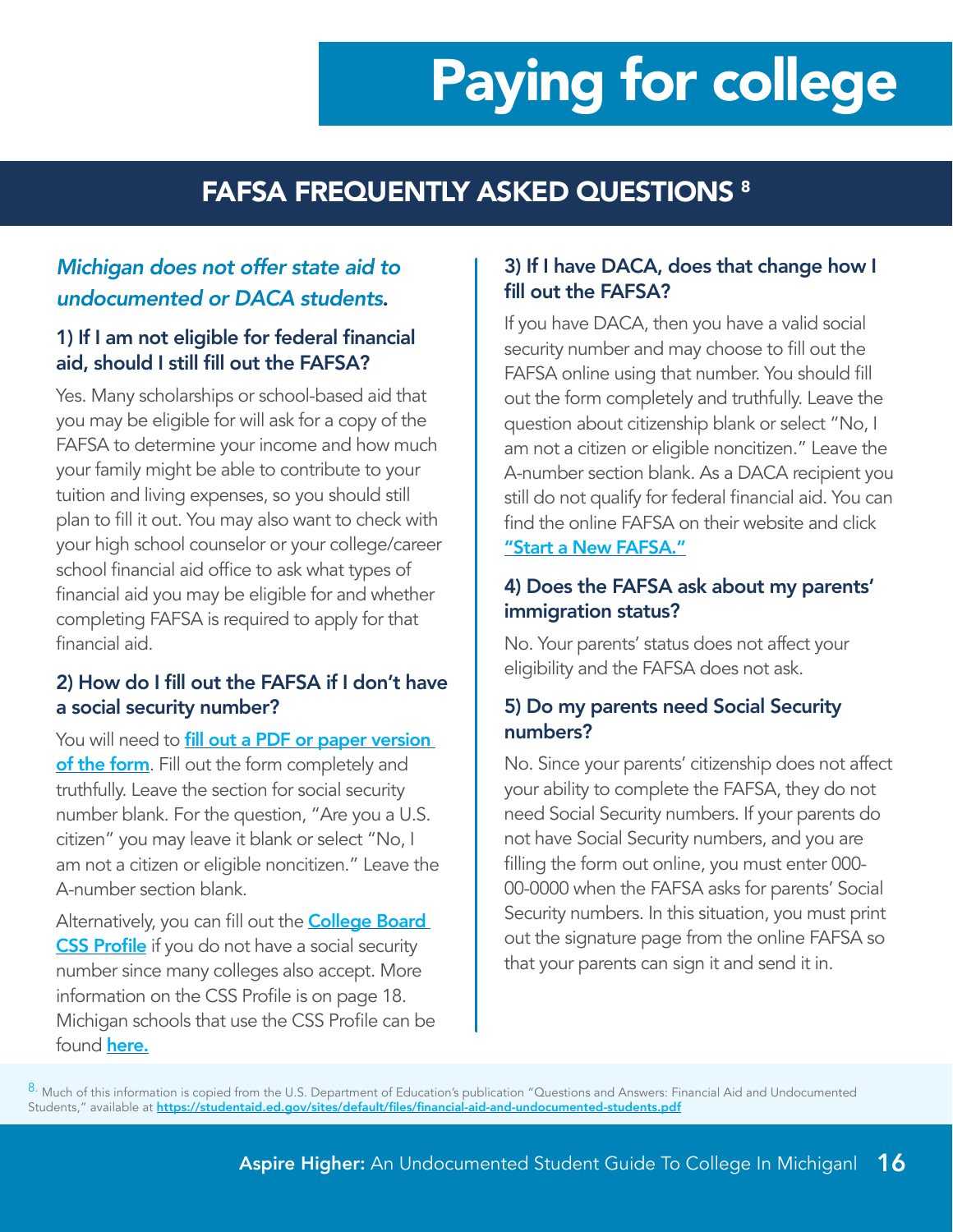# Paying for college

## FAFSA FREQUENTLY ASKED QUESTIONS [8]

*Michigan does not offer state aid to undocumented or DACA students.*

### 1) If I am not eligible for federal financial aid, should I still fill out the FAFSA?

Yes. Many scholarships or school-based aid that you may be eligible for will ask for a copy of the FAFSA to determine your income and how much your family might be able to contribute to your tuition and living expenses, so you should still plan to fill it out. You may also want to check with your high school counselor or your college/career school financial aid office to ask what types of financial aid you may be eligible for and whether completing FAFSA is required to apply for that financial aid.

### 2) How do I fill out the FAFSA if I don't have a social security number?

You will need to fill out a PDF or paper version of the form. Fill out the form completely and truthfully. Leave the section for social security number blank. For the question, "Are you a U.S. citizen" you may leave it blank or select "No, I am not a citizen or eligible noncitizen." Leave the A-number section blank.

Alternatively, you can fill out the College Board CSS Profile if you do not have a social security number since many colleges also accept. More information on the CSS Profile is on page 18. Michigan schools that use the CSS Profile can be found here.

### 3) If I have DACA, does that change how I fill out the FAFSA?

If you have DACA, then you have a valid social security number and may choose to fill out the FAFSA online using that number. You should fill out the form completely and truthfully. Leave the question about citizenship blank or select "No, I am not a citizen or eligible noncitizen." Leave the A-number section blank. As a DACA recipient you still do not qualify for federal financial aid. You can find the online FAFSA on their website and click "Start a New FAFSA."

### 4) Does the FAFSA ask about my parents' immigration status?

No. Your parents' status does not affect your eligibility and the FAFSA does not ask.

### 5) Do my parents need Social Security numbers?

No. Since your parents' citizenship does not affect your ability to complete the FAFSA, they do not need Social Security numbers. If your parents do not have Social Security numbers, and you are filling the form out online, you must enter 000-00-0000 when the FAFSA asks for parents' Social Security numbers. In this situation, you must print out the signature page from the online FAFSA so that your parents can sign it and send it in.

[8] Much of this information is copied from the U.S. Department of Education's publication "Questions and Answers: Financial Aid and Undocumented Students," available at https://studentaid.ed.gov/sites/default/files/financial-aid-and-undocumented-students.pdf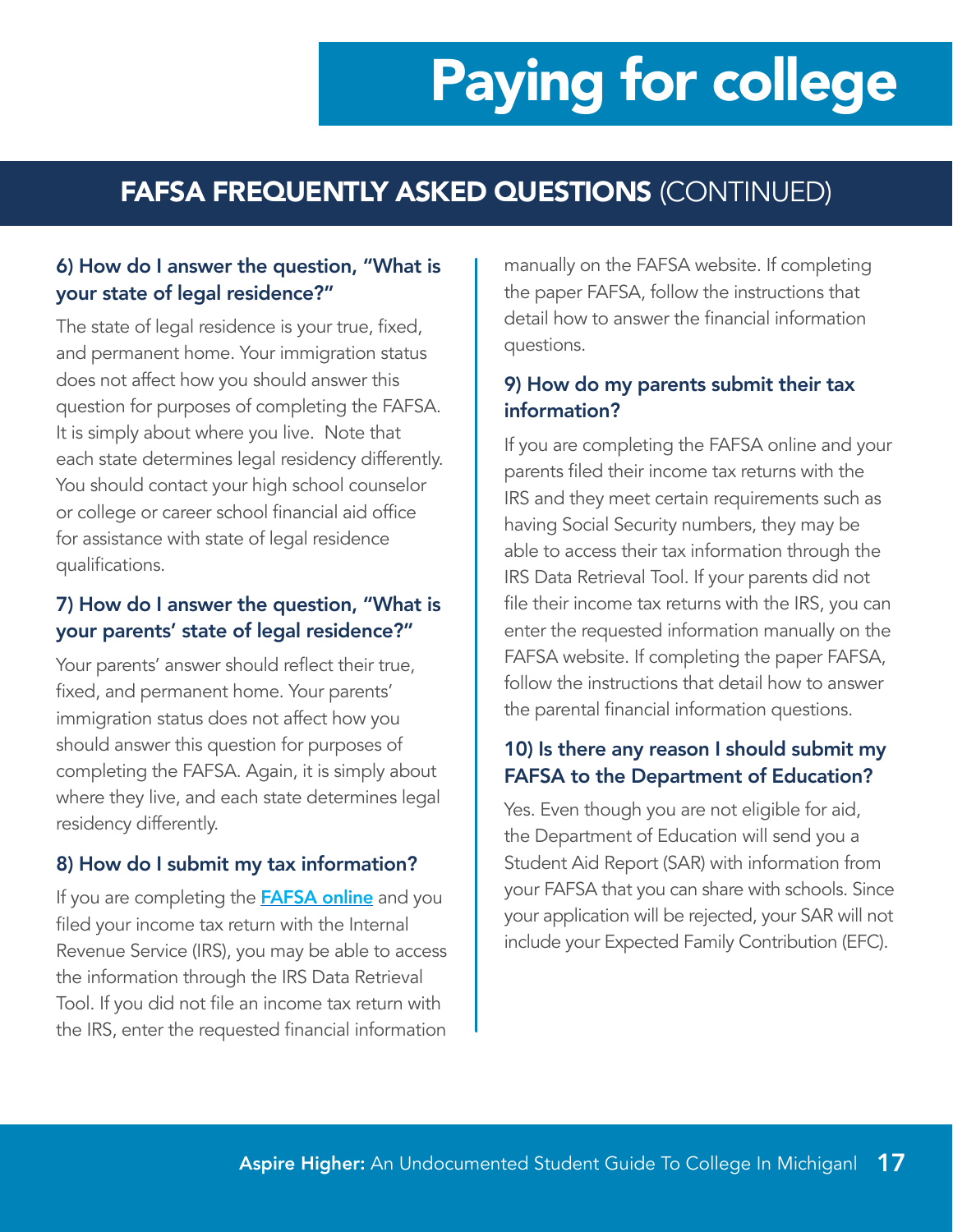# Paying for college

## FAFSA FREQUENTLY ASKED QUESTIONS (CONTINUED)

### 6) How do I answer the question, "What is your state of legal residence?"

The state of legal residence is your true, fixed, and permanent home. Your immigration status does not affect how you should answer this question for purposes of completing the FAFSA. It is simply about where you live. Note that each state determines legal residency differently. You should contact your high school counselor or college or career school financial aid office for assistance with state of legal residence qualifications.

### 7) How do I answer the question, "What is your parents' state of legal residence?"

Your parents' answer should reflect their true, fixed, and permanent home. Your parents' immigration status does not affect how you should answer this question for purposes of completing the FAFSA. Again, it is simply about where they live, and each state determines legal residency differently.

### 8) How do I submit my tax information?

If you are completing the **FAFSA online** and you filed your income tax return with the Internal Revenue Service (IRS), you may be able to access the information through the IRS Data Retrieval Tool. If you did not file an income tax return with the IRS, enter the requested financial information manually on the FAFSA website. If completing the paper FAFSA, follow the instructions that detail how to answer the financial information questions.

### 9) How do my parents submit their tax information?

If you are completing the FAFSA online and your parents filed their income tax returns with the IRS and they meet certain requirements such as having Social Security numbers, they may be able to access their tax information through the IRS Data Retrieval Tool. If your parents did not file their income tax returns with the IRS, you can enter the requested information manually on the FAFSA website. If completing the paper FAFSA, follow the instructions that detail how to answer the parental financial information questions.

### 10) Is there any reason I should submit my FAFSA to the Department of Education?

Yes. Even though you are not eligible for aid, the Department of Education will send you a Student Aid Report (SAR) with information from your FAFSA that you can share with schools. Since your application will be rejected, your SAR will not include your Expected Family Contribution (EFC).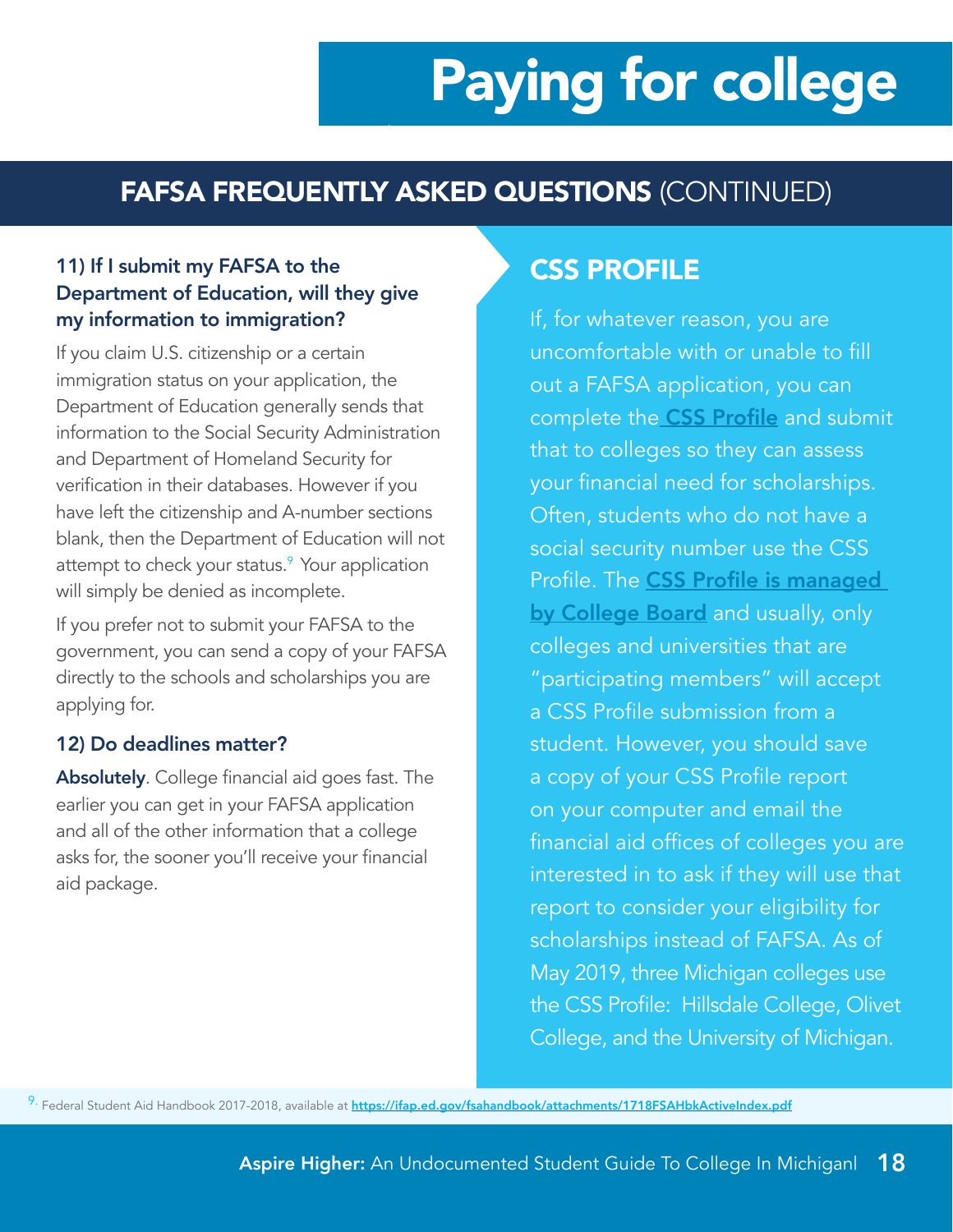# Paying for college

## FAFSA FREQUENTLY ASKED QUESTIONS (CONTINUED)

### 11) If I submit my FAFSA to the Department of Education, will they give my information to immigration?

If you claim U.S. citizenship or a certain immigration status on your application, the Department of Education generally sends that information to the Social Security Administration and Department of Homeland Security for verification in their databases. However if you have left the citizenship and A-number sections blank, then the Department of Education will not attempt to check your status.[9] Your application will simply be denied as incomplete.

If you prefer not to submit your FAFSA to the government, you can send a copy of your FAFSA directly to the schools and scholarships you are applying for.

### 12) Do deadlines matter?

**Absolutely**. College financial aid goes fast. The earlier you can get in your FAFSA application and all of the other information that a college asks for, the sooner you'll receive your financial aid package.

## CSS PROFILE

If, for whatever reason, you are uncomfortable with or unable to fill out a FAFSA application, you can complete the **CSS Profile** and submit that to colleges so they can assess your financial need for scholarships. Often, students who do not have a social security number use the CSS Profile. The **CSS Profile is managed by College Board** and usually, only colleges and universities that are "participating members" will accept a CSS Profile submission from a student. However, you should save a copy of your CSS Profile report on your computer and email the financial aid offices of colleges you are interested in to ask if they will use that report to consider your eligibility for scholarships instead of FAFSA. As of May 2019, three Michigan colleges use the CSS Profile: Hillsdale College, Olivet College, and the University of Michigan.

[9] Federal Student Aid Handbook 2017-2018, available at https://ifap.ed.gov/fsahandbook/attachments/1718FSAHbkActiveIndex.pdf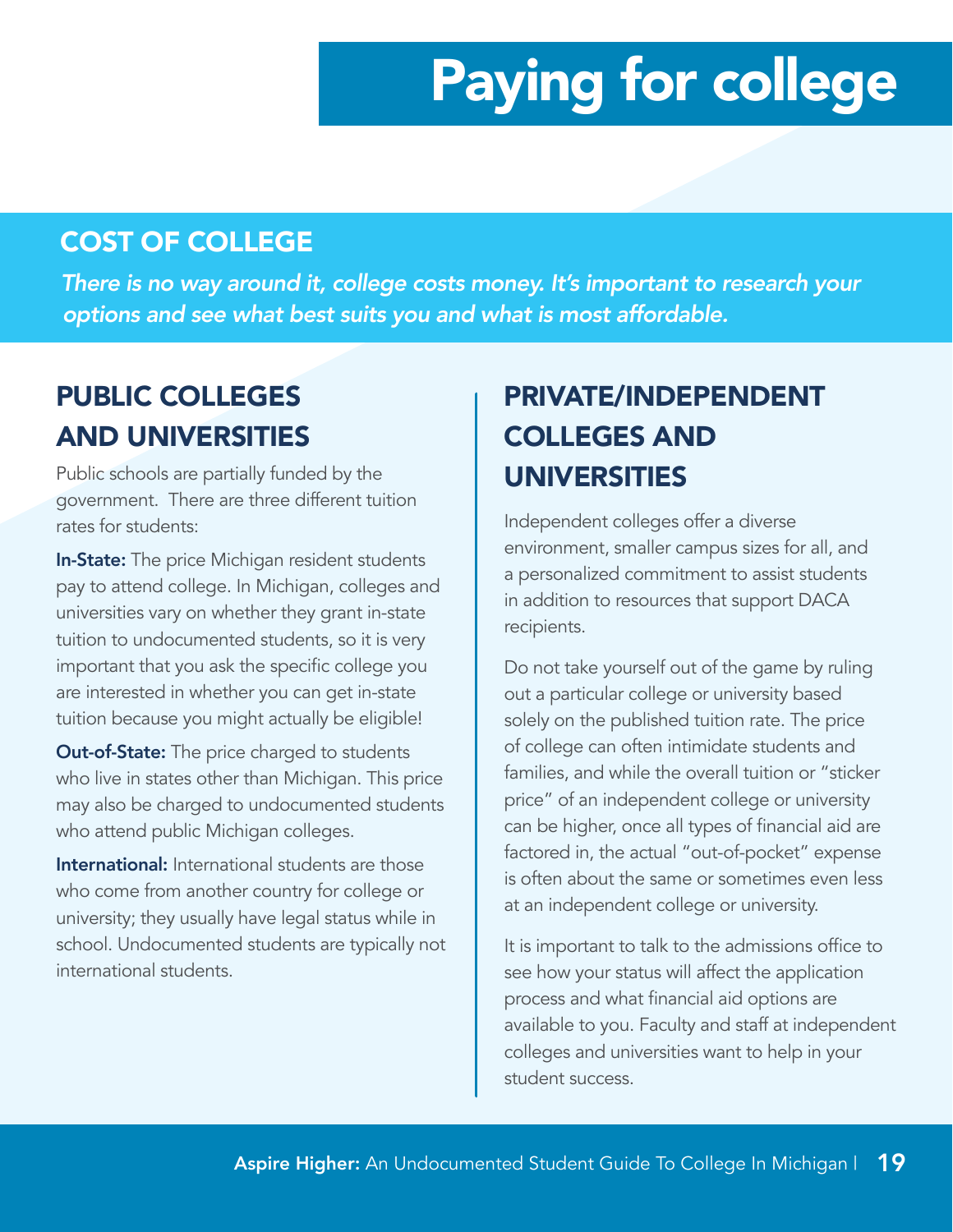# Paying for college

## COST OF COLLEGE

*There is no way around it, college costs money. It's important to research your options and see what best suits you and what is most affordable.*

### PUBLIC COLLEGES AND UNIVERSITIES

Public schools are partially funded by the government. There are three different tuition rates for students:

**In-State:** The price Michigan resident students pay to attend college. In Michigan, colleges and universities vary on whether they grant in-state tuition to undocumented students, so it is very important that you ask the specific college you are interested in whether you can get in-state tuition because you might actually be eligible!

**Out-of-State:** The price charged to students who live in states other than Michigan. This price may also be charged to undocumented students who attend public Michigan colleges.

**International:** International students are those who come from another country for college or university; they usually have legal status while in school. Undocumented students are typically not international students.

### PRIVATE/INDEPENDENT COLLEGES AND UNIVERSITIES

Independent colleges offer a diverse environment, smaller campus sizes for all, and a personalized commitment to assist students in addition to resources that support DACA recipients.

Do not take yourself out of the game by ruling out a particular college or university based solely on the published tuition rate. The price of college can often intimidate students and families, and while the overall tuition or "sticker price" of an independent college or university can be higher, once all types of financial aid are factored in, the actual "out-of-pocket" expense is often about the same or sometimes even less at an independent college or university.

It is important to talk to the admissions office to see how your status will affect the application process and what financial aid options are available to you. Faculty and staff at independent colleges and universities want to help in your student success.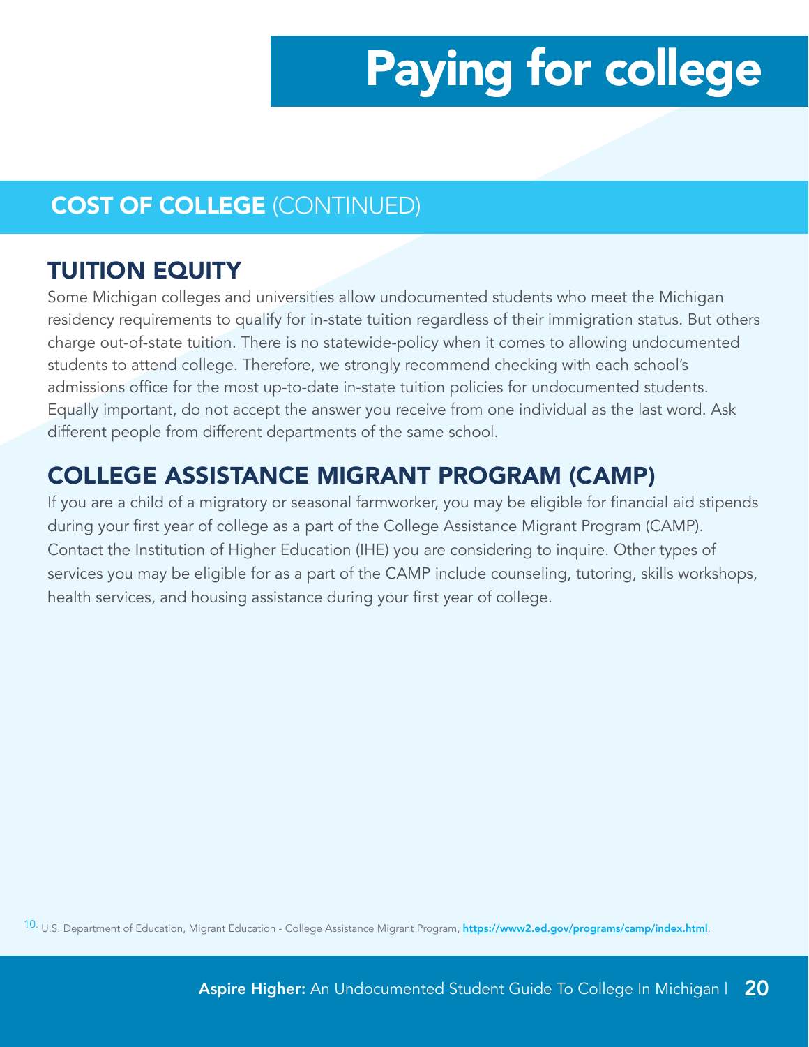# Paying for college

## COST OF COLLEGE (CONTINUED)

### TUITION EQUITY

Some Michigan colleges and universities allow undocumented students who meet the Michigan residency requirements to qualify for in-state tuition regardless of their immigration status. But others charge out-of-state tuition. There is no statewide-policy when it comes to allowing undocumented students to attend college. Therefore, we strongly recommend checking with each school's admissions office for the most up-to-date in-state tuition policies for undocumented students. Equally important, do not accept the answer you receive from one individual as the last word. Ask different people from different departments of the same school.

### COLLEGE ASSISTANCE MIGRANT PROGRAM (CAMP)

If you are a child of a migratory or seasonal farmworker, you may be eligible for financial aid stipends during your first year of college as a part of the College Assistance Migrant Program (CAMP). Contact the Institution of Higher Education (IHE) you are considering to inquire. Other types of services you may be eligible for as a part of the CAMP include counseling, tutoring, skills workshops, health services, and housing assistance during your first year of college.

[10] U.S. Department of Education, Migrant Education - College Assistance Migrant Program, https://www2.ed.gov/programs/camp/index.html.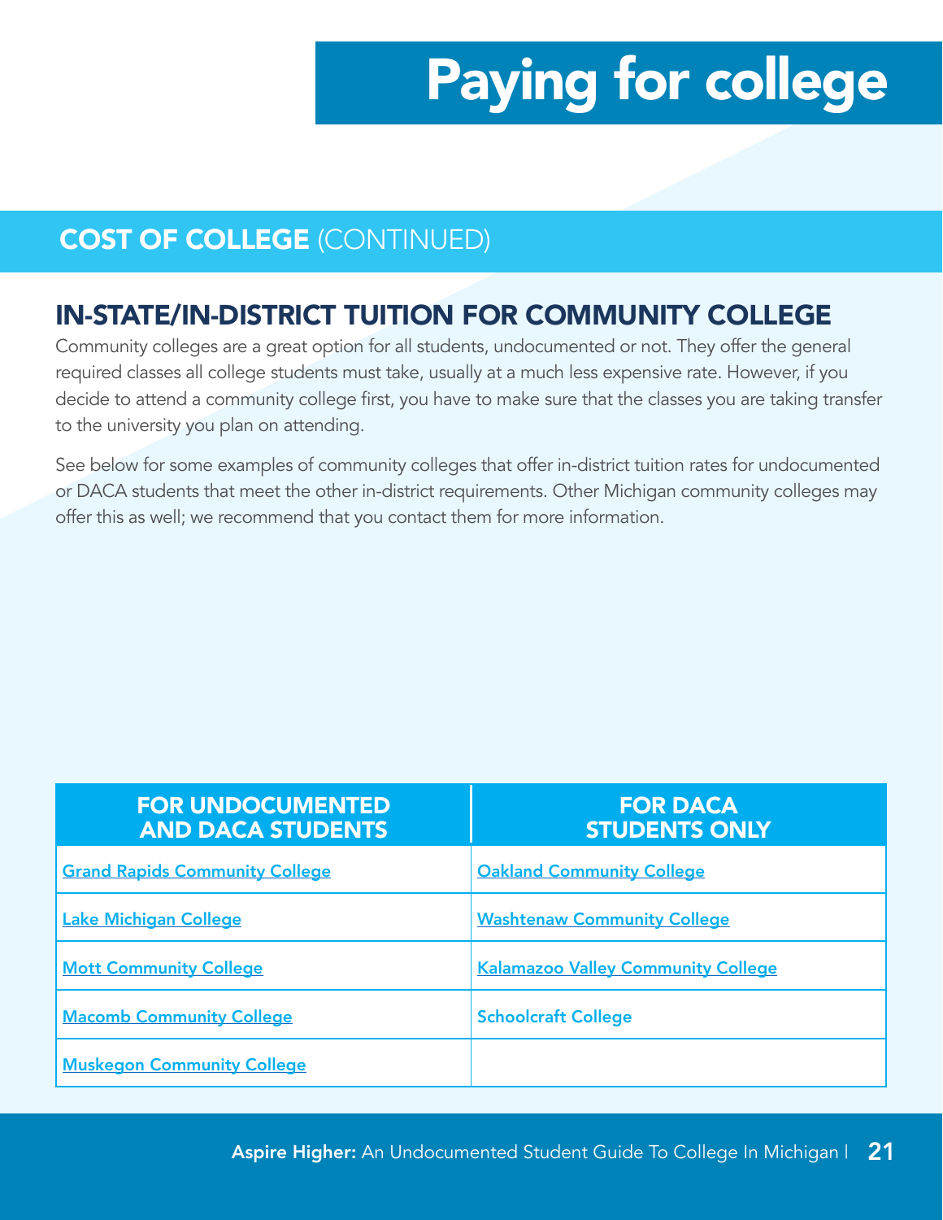# Paying for college

## COST OF COLLEGE (CONTINUED)

### IN-STATE/IN-DISTRICT TUITION FOR COMMUNITY COLLEGE

Community colleges are a great option for all students, undocumented or not. They offer the general required classes all college students must take, usually at a much less expensive rate. However, if you decide to attend a community college first, you have to make sure that the classes you are taking transfer to the university you plan on attending.

See below for some examples of community colleges that offer in-district tuition rates for undocumented or DACA students that meet the other in-district requirements. Other Michigan community colleges may offer this as well; we recommend that you contact them for more information.

| FOR UNDOCUMENTED AND DACA STUDENTS | FOR DACA STUDENTS ONLY |
| --- | --- |
| Grand Rapids Community College | Oakland Community College |
| Lake Michigan College | Washtenaw Community College |
| Mott Community College | Kalamazoo Valley Community College |
| Macomb Community College | Schoolcraft College |
| Muskegon Community College | |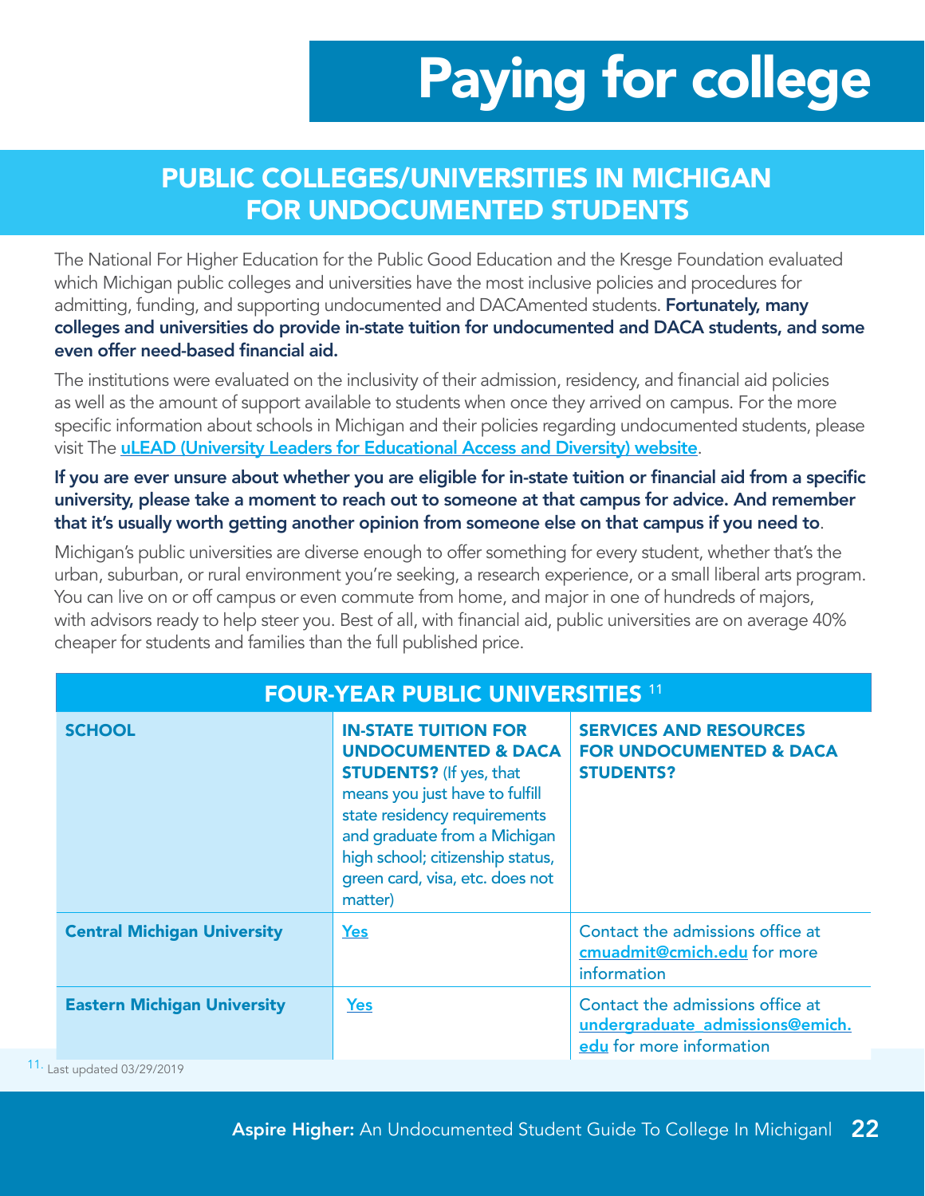# Paying for college

## PUBLIC COLLEGES/UNIVERSITIES IN MICHIGAN FOR UNDOCUMENTED STUDENTS

The National For Higher Education for the Public Good Education and the Kresge Foundation evaluated which Michigan public colleges and universities have the most inclusive policies and procedures for admitting, funding, and supporting undocumented and DACAmented students. **Fortunately, many colleges and universities do provide in-state tuition for undocumented and DACA students, and some even offer need-based financial aid.**

The institutions were evaluated on the inclusivity of their admission, residency, and financial aid policies as well as the amount of support available to students when once they arrived on campus. For the more specific information about schools in Michigan and their policies regarding undocumented students, please visit The **uLEAD (University Leaders for Educational Access and Diversity) website**.

**If you are ever unsure about whether you are eligible for in-state tuition or financial aid from a specific university, please take a moment to reach out to someone at that campus for advice. And remember that it's usually worth getting another opinion from someone else on that campus if you need to**.

Michigan's public universities are diverse enough to offer something for every student, whether that's the urban, suburban, or rural environment you're seeking, a research experience, or a small liberal arts program. You can live on or off campus or even commute from home, and major in one of hundreds of majors, with advisors ready to help steer you. Best of all, with financial aid, public universities are on average 40% cheaper for students and families than the full published price.

### FOUR-YEAR PUBLIC UNIVERSITIES [11]

| SCHOOL | IN-STATE TUITION FOR UNDOCUMENTED & DACA STUDENTS? (If yes, that means you just have to fulfill state residency requirements and graduate from a Michigan high school; citizenship status, green card, visa, etc. does not matter) | SERVICES AND RESOURCES FOR UNDOCUMENTED & DACA STUDENTS? |
|---|---|---|
| Central Michigan University | Yes | Contact the admissions office at cmuadmit@cmich.edu for more information |
| Eastern Michigan University | Yes | Contact the admissions office at undergraduate_admissions@emich.edu for more information |

[11] Last updated 03/29/2019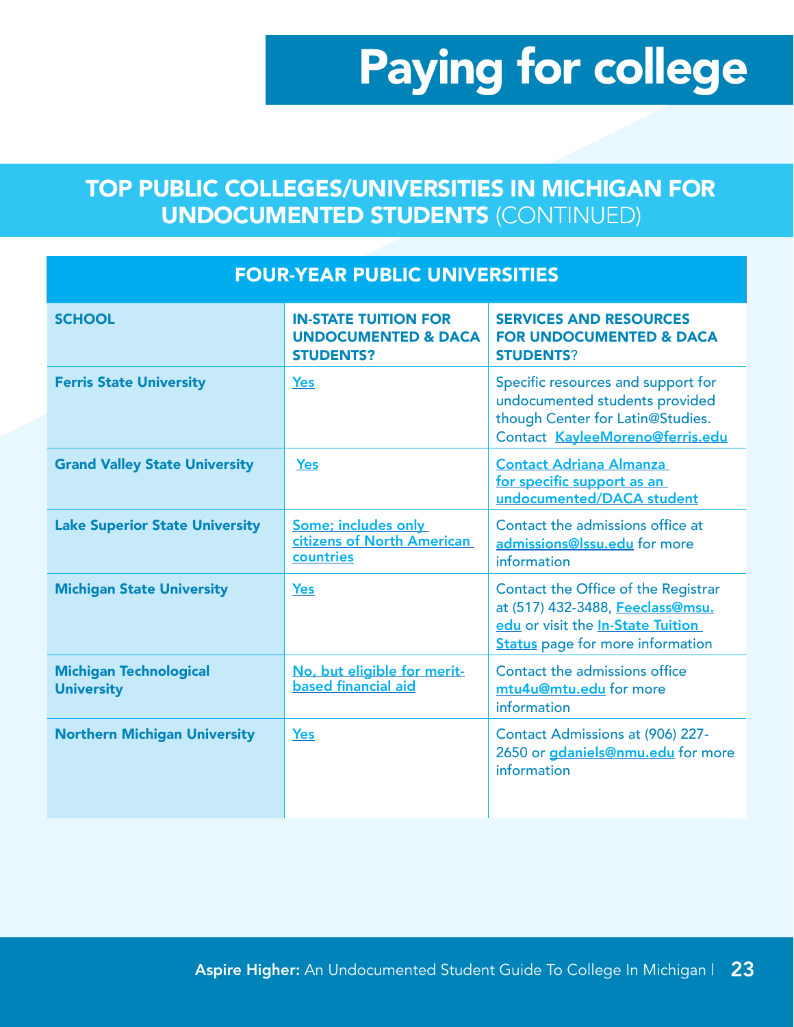# Paying for college

## TOP PUBLIC COLLEGES/UNIVERSITIES IN MICHIGAN FOR UNDOCUMENTED STUDENTS (CONTINUED)

| FOUR-YEAR PUBLIC UNIVERSITIES | | |
|---|---|---|
| **SCHOOL** | **IN-STATE TUITION FOR UNDOCUMENTED & DACA STUDENTS?** | **SERVICES AND RESOURCES FOR UNDOCUMENTED & DACA STUDENTS?** |
| **Ferris State University** | Yes | Specific resources and support for undocumented students provided though Center for Latin@Studies. Contact KayleeMoreno@ferris.edu |
| **Grand Valley State University** | Yes | Contact Adriana Almanza for specific support as an undocumented/DACA student |
| **Lake Superior State University** | Some; includes only citizens of North American countries | Contact the admissions office at admissions@lssu.edu for more information |
| **Michigan State University** | Yes | Contact the Office of the Registrar at (517) 432-3488, Feeclass@msu.edu or visit the In-State Tuition Status page for more information |
| **Michigan Technological University** | No, but eligible for merit-based financial aid | Contact the admissions office mtu4u@mtu.edu for more information |
| **Northern Michigan University** | Yes | Contact Admissions at (906) 227-2650 or gdaniels@nmu.edu for more information |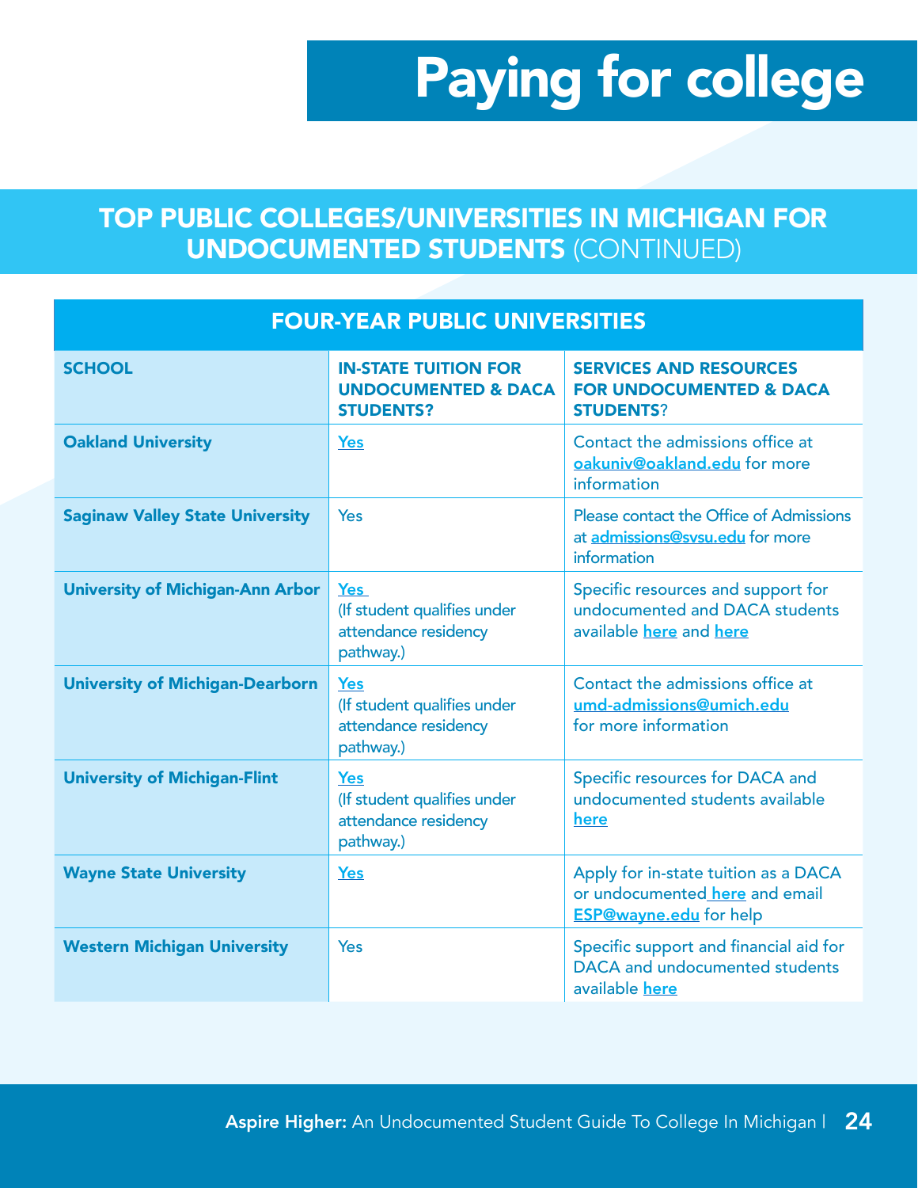# Paying for college

## TOP PUBLIC COLLEGES/UNIVERSITIES IN MICHIGAN FOR UNDOCUMENTED STUDENTS (CONTINUED)

| FOUR-YEAR PUBLIC UNIVERSITIES | | |
|---|---|---|
| **SCHOOL** | **IN-STATE TUITION FOR UNDOCUMENTED & DACA STUDENTS?** | **SERVICES AND RESOURCES FOR UNDOCUMENTED & DACA STUDENTS?** |
| **Oakland University** | Yes | Contact the admissions office at oakuniv@oakland.edu for more information |
| **Saginaw Valley State University** | Yes | Please contact the Office of Admissions at admissions@svsu.edu for more information |
| **University of Michigan-Ann Arbor** | Yes (If student qualifies under attendance residency pathway.) | Specific resources and support for undocumented and DACA students available here and here |
| **University of Michigan-Dearborn** | Yes (If student qualifies under attendance residency pathway.) | Contact the admissions office at umd-admissions@umich.edu for more information |
| **University of Michigan-Flint** | Yes (If student qualifies under attendance residency pathway.) | Specific resources for DACA and undocumented students available here |
| **Wayne State University** | Yes | Apply for in-state tuition as a DACA or undocumented here and email ESP@wayne.edu for help |
| **Western Michigan University** | Yes | Specific support and financial aid for DACA and undocumented students available here |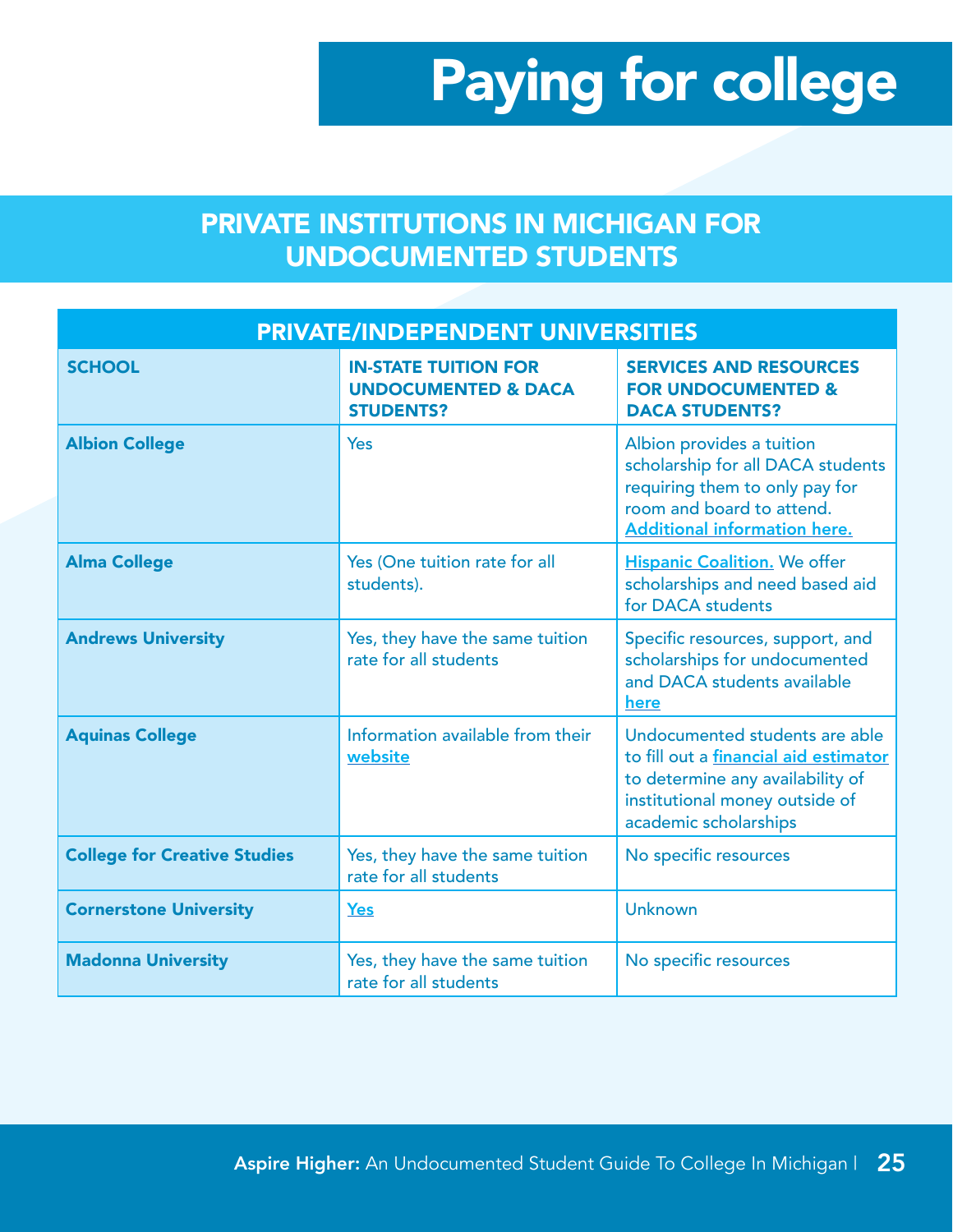# Paying for college

## PRIVATE INSTITUTIONS IN MICHIGAN FOR UNDOCUMENTED STUDENTS

| PRIVATE/INDEPENDENT UNIVERSITIES | | |
|---|---|---|
| **SCHOOL** | **IN-STATE TUITION FOR UNDOCUMENTED & DACA STUDENTS?** | **SERVICES AND RESOURCES FOR UNDOCUMENTED & DACA STUDENTS?** |
| **Albion College** | Yes | Albion provides a tuition scholarship for all DACA students requiring them to only pay for room and board to attend. Additional information here. |
| **Alma College** | Yes (One tuition rate for all students). | Hispanic Coalition. We offer scholarships and need based aid for DACA students |
| **Andrews University** | Yes, they have the same tuition rate for all students | Specific resources, support, and scholarships for undocumented and DACA students available here |
| **Aquinas College** | Information available from their website | Undocumented students are able to fill out a financial aid estimator to determine any availability of institutional money outside of academic scholarships |
| **College for Creative Studies** | Yes, they have the same tuition rate for all students | No specific resources |
| **Cornerstone University** | Yes | Unknown |
| **Madonna University** | Yes, they have the same tuition rate for all students | No specific resources |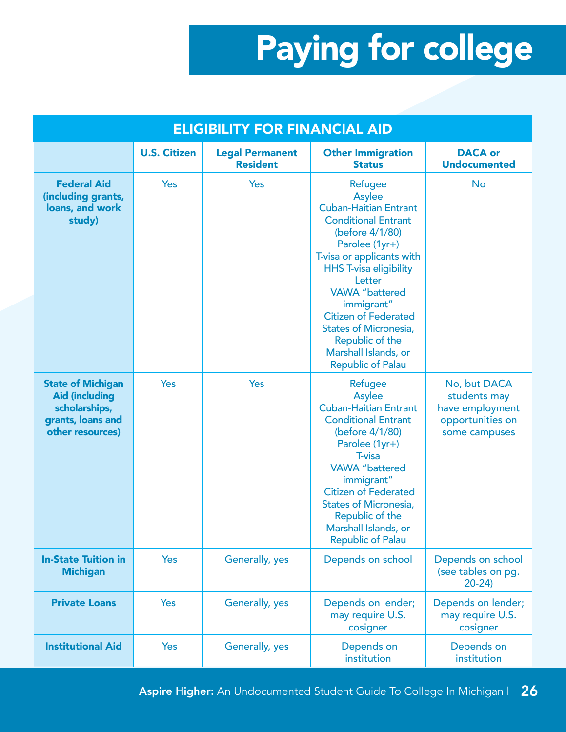# Paying for college

| ELIGIBILITY FOR FINANCIAL AID | | | | |
|---|---|---|---|---|
| | **U.S. Citizen** | **Legal Permanent Resident** | **Other Immigration Status** | **DACA or Undocumented** |
| **Federal Aid (including grants, loans, and work study)** | Yes | Yes | Refugee<br>Asylee<br>Cuban-Haitian Entrant<br>Conditional Entrant (before 4/1/80)<br>Parolee (1yr+)<br>T-visa or applicants with HHS T-visa eligibility Letter<br>VAWA "battered immigrant"<br>Citizen of Federated States of Micronesia, Republic of the Marshall Islands, or Republic of Palau | No |
| **State of Michigan Aid (including scholarships, grants, loans and other resources)** | Yes | Yes | Refugee<br>Asylee<br>Cuban-Haitian Entrant<br>Conditional Entrant (before 4/1/80)<br>Parolee (1yr+)<br>T-visa<br>VAWA "battered immigrant"<br>Citizen of Federated States of Micronesia, Republic of the Marshall Islands, or Republic of Palau | No, but DACA students may have employment opportunities on some campuses |
| **In-State Tuition in Michigan** | Yes | Generally, yes | Depends on school | Depends on school (see tables on pg. 20-24) |
| **Private Loans** | Yes | Generally, yes | Depends on lender; may require U.S. cosigner | Depends on lender; may require U.S. cosigner |
| **Institutional Aid** | Yes | Generally, yes | Depends on institution | Depends on institution |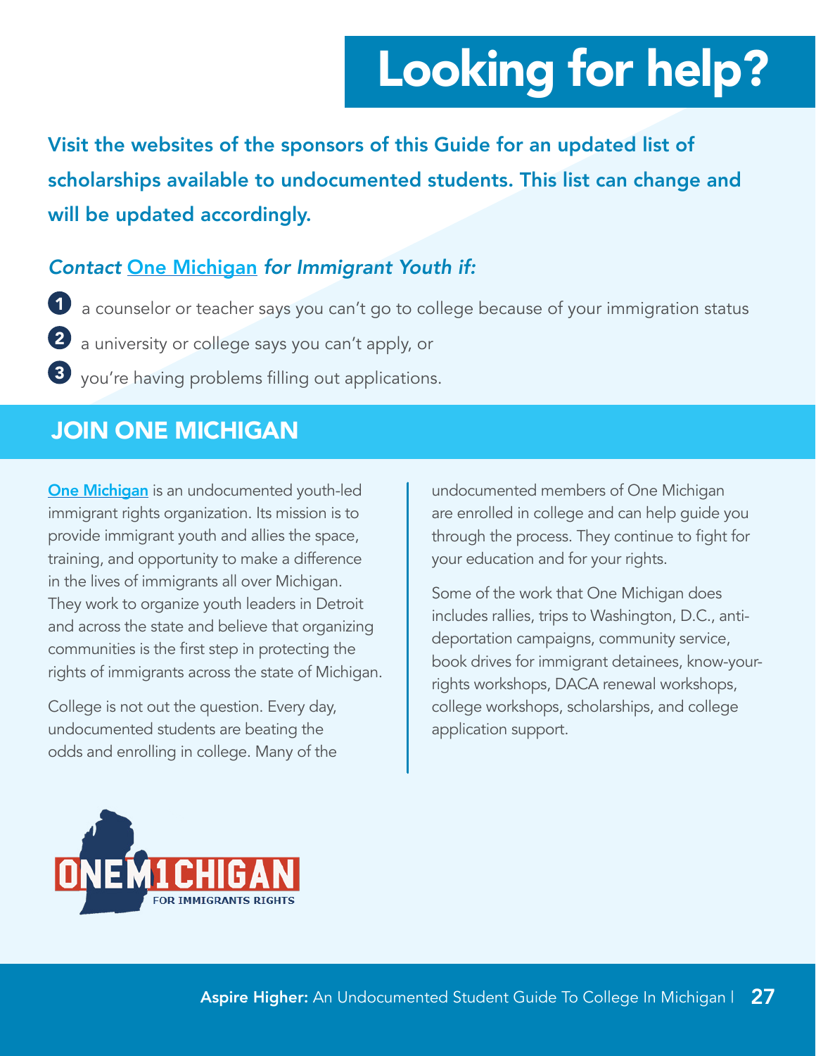# Looking for help?

**Visit the websites of the sponsors of this Guide for an updated list of scholarships available to undocumented students. This list can change and will be updated accordingly.**

***Contact One Michigan for Immigrant Youth if:***

1. a counselor or teacher says you can't go to college because of your immigration status
2. a university or college says you can't apply, or
3. you're having problems filling out applications.

## JOIN ONE MICHIGAN

**One Michigan** is an undocumented youth-led immigrant rights organization. Its mission is to provide immigrant youth and allies the space, training, and opportunity to make a difference in the lives of immigrants all over Michigan. They work to organize youth leaders in Detroit and across the state and believe that organizing communities is the first step in protecting the rights of immigrants across the state of Michigan.

College is not out the question. Every day, undocumented students are beating the odds and enrolling in college. Many of the undocumented members of One Michigan are enrolled in college and can help guide you through the process. They continue to fight for your education and for your rights.

Some of the work that One Michigan does includes rallies, trips to Washington, D.C., anti-deportation campaigns, community service, book drives for immigrant detainees, know-your-rights workshops, DACA renewal workshops, college workshops, scholarships, and college application support.

ONE M1CHIGAN
FOR IMMIGRANTS RIGHTS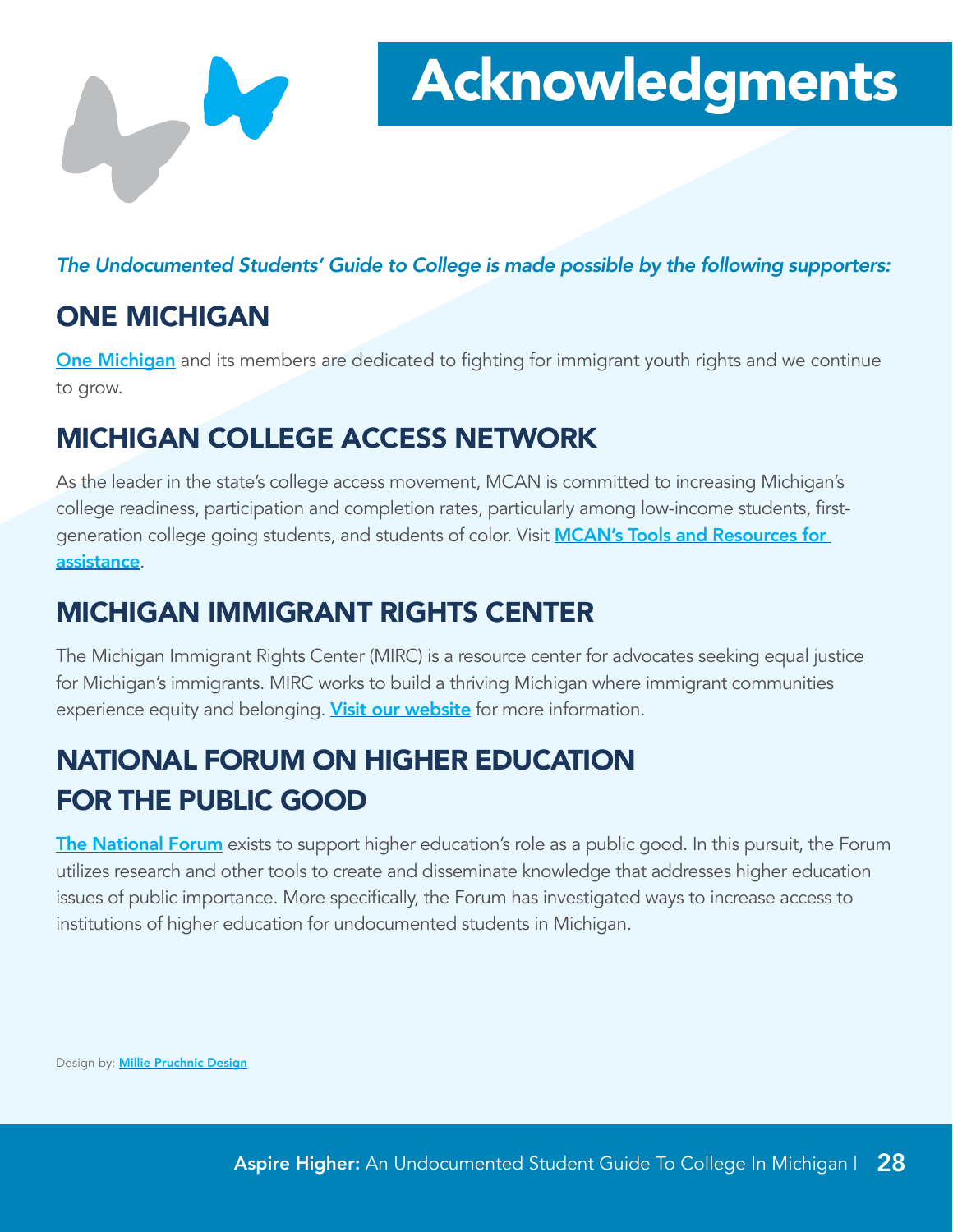# Acknowledgments

*The Undocumented Students' Guide to College is made possible by the following supporters:*

## ONE MICHIGAN

One Michigan and its members are dedicated to fighting for immigrant youth rights and we continue to grow.

## MICHIGAN COLLEGE ACCESS NETWORK

As the leader in the state's college access movement, MCAN is committed to increasing Michigan's college readiness, participation and completion rates, particularly among low-income students, first-generation college going students, and students of color. Visit **MCAN's Tools and Resources for assistance**.

## MICHIGAN IMMIGRANT RIGHTS CENTER

The Michigan Immigrant Rights Center (MIRC) is a resource center for advocates seeking equal justice for Michigan's immigrants. MIRC works to build a thriving Michigan where immigrant communities experience equity and belonging. **Visit our website** for more information.

## NATIONAL FORUM ON HIGHER EDUCATION FOR THE PUBLIC GOOD

The National Forum exists to support higher education's role as a public good. In this pursuit, the Forum utilizes research and other tools to create and disseminate knowledge that addresses higher education issues of public importance. More specifically, the Forum has investigated ways to increase access to institutions of higher education for undocumented students in Michigan.

Design by: **Millie Pruchnic Design**